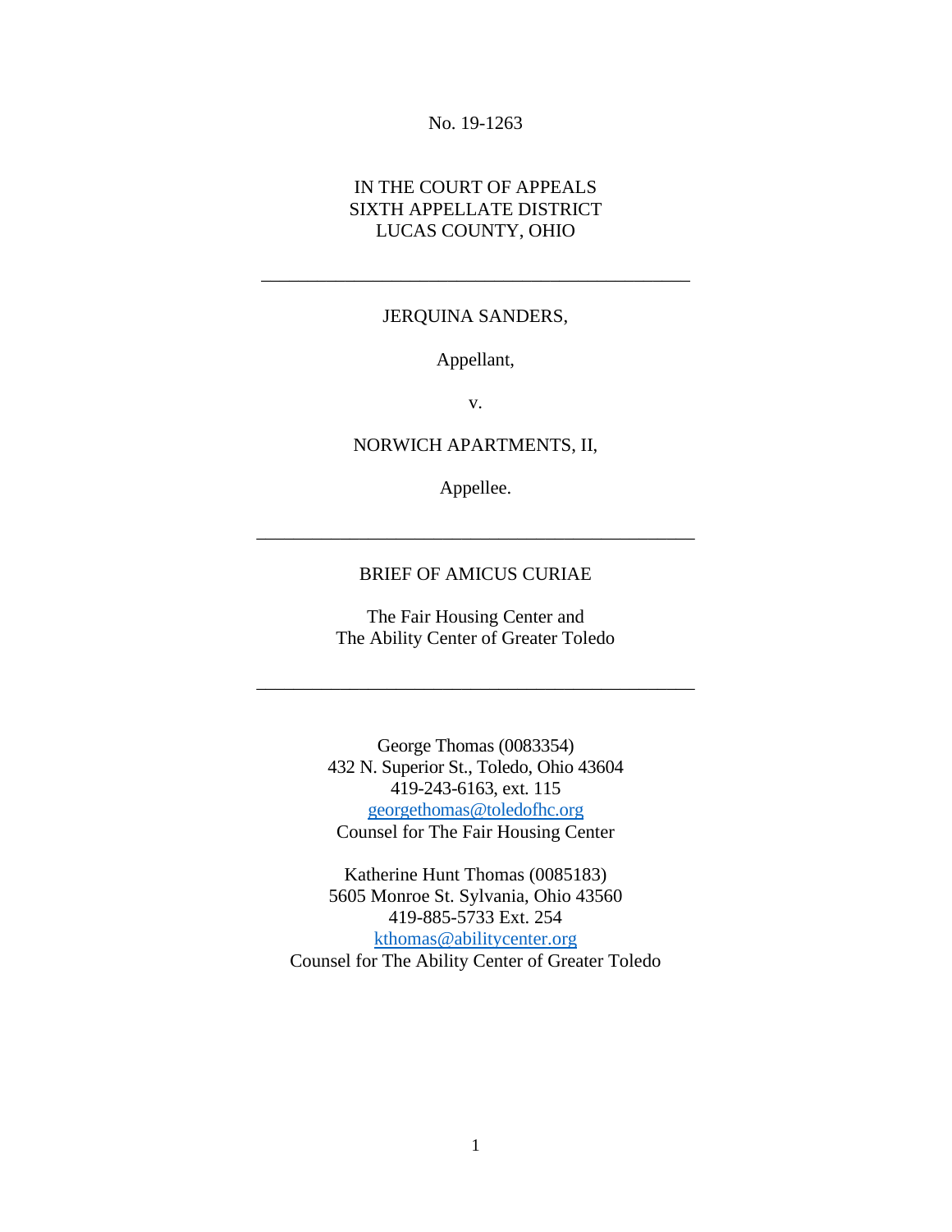No. 19-1263

IN THE COURT OF APPEALS
SIXTH APPELLATE DISTRICT
LUCAS COUNTY, OHIO

---

JERQUINA SANDERS,

Appellant,

v.

NORWICH APARTMENTS, II,

Appellee.

---

BRIEF OF AMICUS CURIAE

The Fair Housing Center and
The Ability Center of Greater Toledo

---

George Thomas (0083354)
432 N. Superior St., Toledo, Ohio 43604
419-243-6163, ext. 115
georgethomas@toledofhc.org
Counsel for The Fair Housing Center

Katherine Hunt Thomas (0085183)
5605 Monroe St. Sylvania, Ohio 43560
419-885-5733 Ext. 254
kthomas@abilitycenter.org
Counsel for The Ability Center of Greater Toledo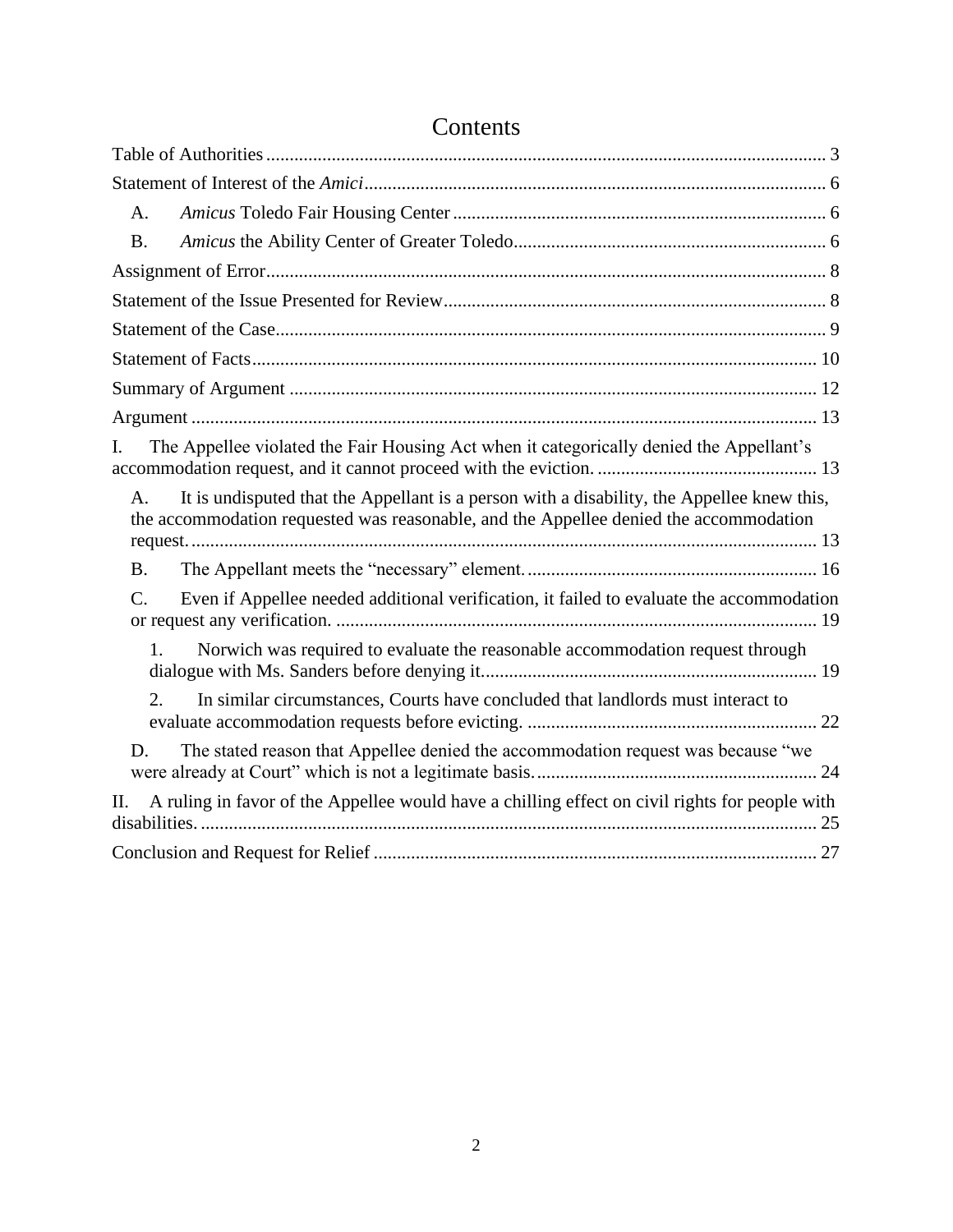# Contents

Table of Authorities ....... 3

Statement of Interest of the *Amici* ....... 6

A. *Amicus* Toledo Fair Housing Center ....... 6

B. *Amicus* the Ability Center of Greater Toledo ....... 6

Assignment of Error ....... 8

Statement of the Issue Presented for Review ....... 8

Statement of the Case ....... 9

Statement of Facts ....... 10

Summary of Argument ....... 12

Argument ....... 13

I. The Appellee violated the Fair Housing Act when it categorically denied the Appellant's accommodation request, and it cannot proceed with the eviction. ....... 13

A. It is undisputed that the Appellant is a person with a disability, the Appellee knew this, the accommodation requested was reasonable, and the Appellee denied the accommodation request. ....... 13

B. The Appellant meets the "necessary" element. ....... 16

C. Even if Appellee needed additional verification, it failed to evaluate the accommodation or request any verification. ....... 19

1. Norwich was required to evaluate the reasonable accommodation request through dialogue with Ms. Sanders before denying it. ....... 19

2. In similar circumstances, Courts have concluded that landlords must interact to evaluate accommodation requests before evicting. ....... 22

D. The stated reason that Appellee denied the accommodation request was because "we were already at Court" which is not a legitimate basis. ....... 24

II. A ruling in favor of the Appellee would have a chilling effect on civil rights for people with disabilities. ....... 25

Conclusion and Request for Relief ....... 27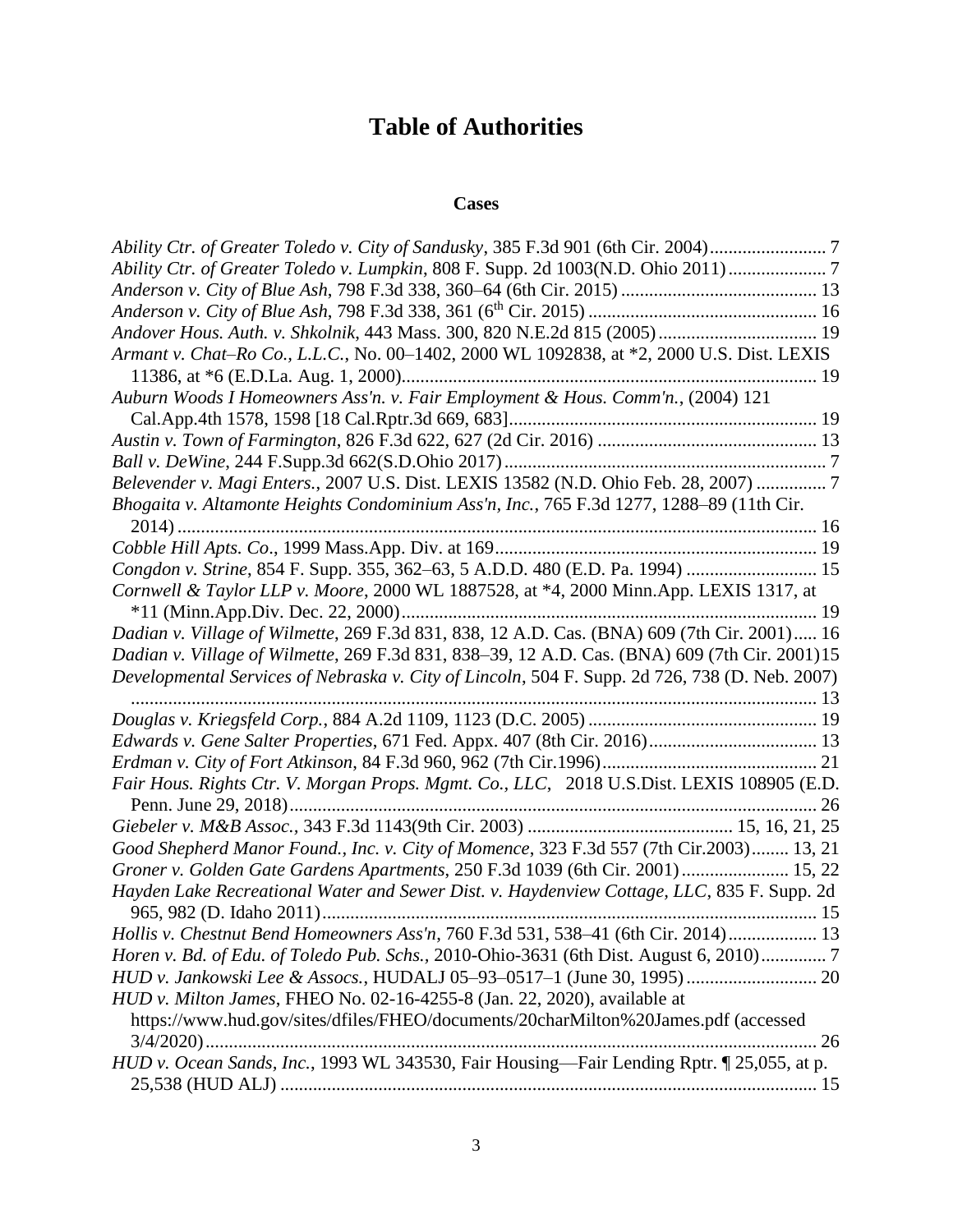# Table of Authorities

### Cases

*Ability Ctr. of Greater Toledo v. City of Sandusky*, 385 F.3d 901 (6th Cir. 2004)......................... 7

*Ability Ctr. of Greater Toledo v. Lumpkin*, 808 F. Supp. 2d 1003(N.D. Ohio 2011)..................... 7

*Anderson v. City of Blue Ash*, 798 F.3d 338, 360–64 (6th Cir. 2015) .......................................... 13

*Anderson v. City of Blue Ash*, 798 F.3d 338, 361 (6th Cir. 2015) ................................................ 16

*Andover Hous. Auth. v. Shkolnik*, 443 Mass. 300, 820 N.E.2d 815 (2005).................................. 19

*Armant v. Chat–Ro Co., L.L.C.*, No. 00–1402, 2000 WL 1092838, at *2, 2000 U.S. Dist. LEXIS 11386, at *6 (E.D.La. Aug. 1, 2000)........................................................................................ 19

*Auburn Woods I Homeowners Ass'n. v. Fair Employment & Hous. Comm'n.*, (2004) 121 Cal.App.4th 1578, 1598 [18 Cal.Rptr.3d 669, 683]................................................................. 19

*Austin v. Town of Farmington*, 826 F.3d 622, 627 (2d Cir. 2016) .............................................. 13

*Ball v. DeWine*, 244 F.Supp.3d 662(S.D.Ohio 2017).................................................................... 7

*Belevender v. Magi Enters.*, 2007 U.S. Dist. LEXIS 13582 (N.D. Ohio Feb. 28, 2007) ............... 7

*Bhogaita v. Altamonte Heights Condominium Ass'n, Inc.*, 765 F.3d 1277, 1288–89 (11th Cir. 2014) ....................................................................................................................................... 16

*Cobble Hill Apts. Co*., 1999 Mass.App. Div. at 169..................................................................... 19

*Congdon v. Strine*, 854 F. Supp. 355, 362–63, 5 A.D.D. 480 (E.D. Pa. 1994) ............................ 15

*Cornwell & Taylor LLP v. Moore*, 2000 WL 1887528, at *4, 2000 Minn.App. LEXIS 1317, at *11 (Minn.App.Div. Dec. 22, 2000)........................................................................................ 19

*Dadian v. Village of Wilmette*, 269 F.3d 831, 838, 12 A.D. Cas. (BNA) 609 (7th Cir. 2001)..... 16

*Dadian v. Village of Wilmette*, 269 F.3d 831, 838–39, 12 A.D. Cas. (BNA) 609 (7th Cir. 2001)15

*Developmental Services of Nebraska v. City of Lincoln*, 504 F. Supp. 2d 726, 738 (D. Neb. 2007) ................................................................................................................................................. 13

*Douglas v. Kriegsfeld Corp.*, 884 A.2d 1109, 1123 (D.C. 2005) ................................................. 19

*Edwards v. Gene Salter Properties*, 671 Fed. Appx. 407 (8th Cir. 2016).................................... 13

*Erdman v. City of Fort Atkinson*, 84 F.3d 960, 962 (7th Cir.1996).............................................. 21

*Fair Hous. Rights Ctr. V. Morgan Props. Mgmt. Co., LLC*, 2018 U.S.Dist. LEXIS 108905 (E.D. Penn. June 29, 2018)................................................................................................................ 26

*Giebeler v. M&B Assoc.*, 343 F.3d 1143(9th Cir. 2003) ............................................ 15, 16, 21, 25

*Good Shepherd Manor Found., Inc. v. City of Momence*, 323 F.3d 557 (7th Cir.2003)........ 13, 21

*Groner v. Golden Gate Gardens Apartments*, 250 F.3d 1039 (6th Cir. 2001)....................... 15, 22

*Hayden Lake Recreational Water and Sewer Dist. v. Haydenview Cottage, LLC*, 835 F. Supp. 2d 965, 982 (D. Idaho 2011).......................................................................................................... 15

*Hollis v. Chestnut Bend Homeowners Ass'n*, 760 F.3d 531, 538–41 (6th Cir. 2014)................... 13

*Horen v. Bd. of Edu. of Toledo Pub. Schs.*, 2010-Ohio-3631 (6th Dist. August 6, 2010).............. 7

*HUD v. Jankowski Lee & Assocs.*, HUDALJ 05–93–0517–1 (June 30, 1995)............................ 20

*HUD v. Milton James*, FHEO No. 02-16-4255-8 (Jan. 22, 2020), available at https://www.hud.gov/sites/dfiles/FHEO/documents/20charMilton%20James.pdf (accessed 3/4/2020)................................................................................................................................... 26

*HUD v. Ocean Sands, Inc.*, 1993 WL 343530, Fair Housing—Fair Lending Rptr. ¶ 25,055, at p. 25,538 (HUD ALJ) .................................................................................................................. 15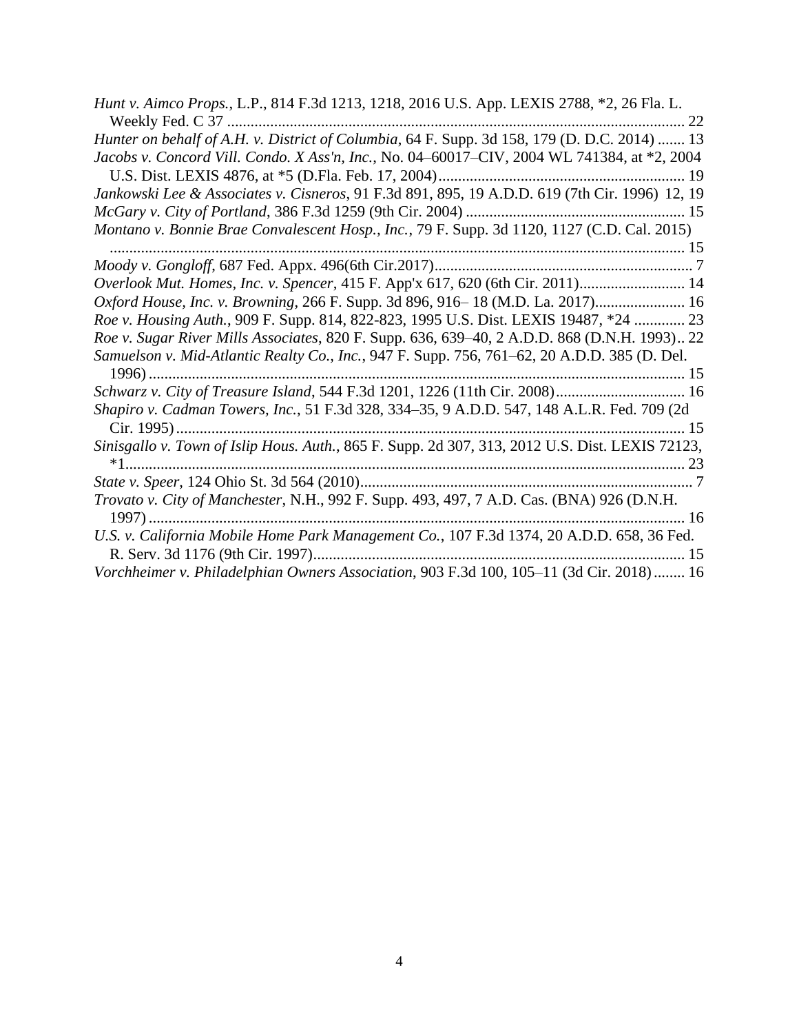*Hunt v. Aimco Props.*, L.P., 814 F.3d 1213, 1218, 2016 U.S. App. LEXIS 2788, *2, 26 Fla. L. Weekly Fed. C 37 ..................................................................................................................... 22

*Hunter on behalf of A.H. v. District of Columbia*, 64 F. Supp. 3d 158, 179 (D. D.C. 2014) ....... 13

*Jacobs v. Concord Vill. Condo. X Ass'n, Inc.*, No. 04–60017–CIV, 2004 WL 741384, at *2, 2004 U.S. Dist. LEXIS 4876, at *5 (D.Fla. Feb. 17, 2004) .............................................................. 19

*Jankowski Lee & Associates v. Cisneros*, 91 F.3d 891, 895, 19 A.D.D. 619 (7th Cir. 1996) 12, 19

*McGary v. City of Portland*, 386 F.3d 1259 (9th Cir. 2004) ........................................................ 15

*Montano v. Bonnie Brae Convalescent Hosp., Inc.*, 79 F. Supp. 3d 1120, 1127 (C.D. Cal. 2015) .................................................................................................................................... 15

*Moody v. Gongloff*, 687 Fed. Appx. 496(6th Cir.2017).................................................................. 7

*Overlook Mut. Homes, Inc. v. Spencer*, 415 F. App'x 617, 620 (6th Cir. 2011)........................... 14

*Oxford House, Inc. v. Browning*, 266 F. Supp. 3d 896, 916– 18 (M.D. La. 2017)....................... 16

*Roe v. Housing Auth.*, 909 F. Supp. 814, 822-823, 1995 U.S. Dist. LEXIS 19487, *24 ............. 23

*Roe v. Sugar River Mills Associates*, 820 F. Supp. 636, 639–40, 2 A.D.D. 868 (D.N.H. 1993).. 22

*Samuelson v. Mid-Atlantic Realty Co., Inc.*, 947 F. Supp. 756, 761–62, 20 A.D.D. 385 (D. Del. 1996) ........................................................................................................................................ 15

*Schwarz v. City of Treasure Island*, 544 F.3d 1201, 1226 (11th Cir. 2008)................................. 16

*Shapiro v. Cadman Towers, Inc.*, 51 F.3d 328, 334–35, 9 A.D.D. 547, 148 A.L.R. Fed. 709 (2d Cir. 1995) .................................................................................................................................. 15

*Sinisgallo v. Town of Islip Hous. Auth.*, 865 F. Supp. 2d 307, 313, 2012 U.S. Dist. LEXIS 72123, *1.............................................................................................................................................. 23

*State v. Speer*, 124 Ohio St. 3d 564 (2010)..................................................................................... 7

*Trovato v. City of Manchester*, N.H., 992 F. Supp. 493, 497, 7 A.D. Cas. (BNA) 926 (D.N.H. 1997) ........................................................................................................................................ 16

*U.S. v. California Mobile Home Park Management Co.*, 107 F.3d 1374, 20 A.D.D. 658, 36 Fed. R. Serv. 3d 1176 (9th Cir. 1997)............................................................................................... 15

*Vorchheimer v. Philadelphian Owners Association*, 903 F.3d 100, 105–11 (3d Cir. 2018)........ 16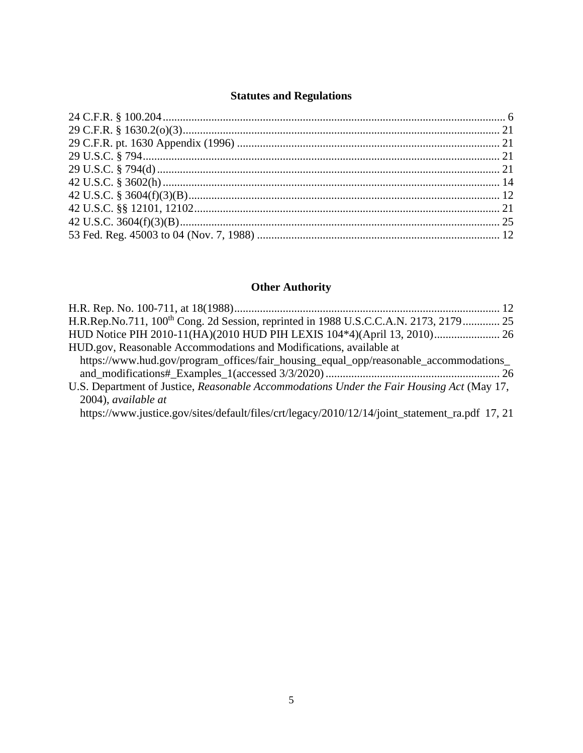## Statutes and Regulations

24 C.F.R. § 100.204 ........................................................................................................................ 6
29 C.F.R. § 1630.2(o)(3) ................................................................................................................ 21
29 C.F.R. pt. 1630 Appendix (1996) ............................................................................................ 21
29 U.S.C. § 794 ............................................................................................................................. 21
29 U.S.C. § 794(d) ........................................................................................................................ 21
42 U.S.C. § 3602(h) ...................................................................................................................... 14
42 U.S.C. § 3604(f)(3)(B) ............................................................................................................. 12
42 U.S.C. §§ 12101, 12102 ........................................................................................................... 21
42 U.S.C. 3604(f)(3)(B) ................................................................................................................ 25
53 Fed. Reg. 45003 to 04 (Nov. 7, 1988) ..................................................................................... 12

## Other Authority

H.R. Rep. No. 100-711, at 18(1988) ............................................................................................ 12
H.R.Rep.No.711, 100th Cong. 2d Session, reprinted in 1988 U.S.C.C.A.N. 2173, 2179 ............. 25
HUD Notice PIH 2010-11(HA)(2010 HUD PIH LEXIS 104*4)(April 13, 2010) ....................... 26
HUD.gov, Reasonable Accommodations and Modifications, available at https://www.hud.gov/program_offices/fair_housing_equal_opp/reasonable_accommodations_and_modifications#_Examples_1(accessed 3/3/2020) ............................................................ 26
U.S. Department of Justice, *Reasonable Accommodations Under the Fair Housing Act* (May 17, 2004), *available at* https://www.justice.gov/sites/default/files/crt/legacy/2010/12/14/joint_statement_ra.pdf 17, 21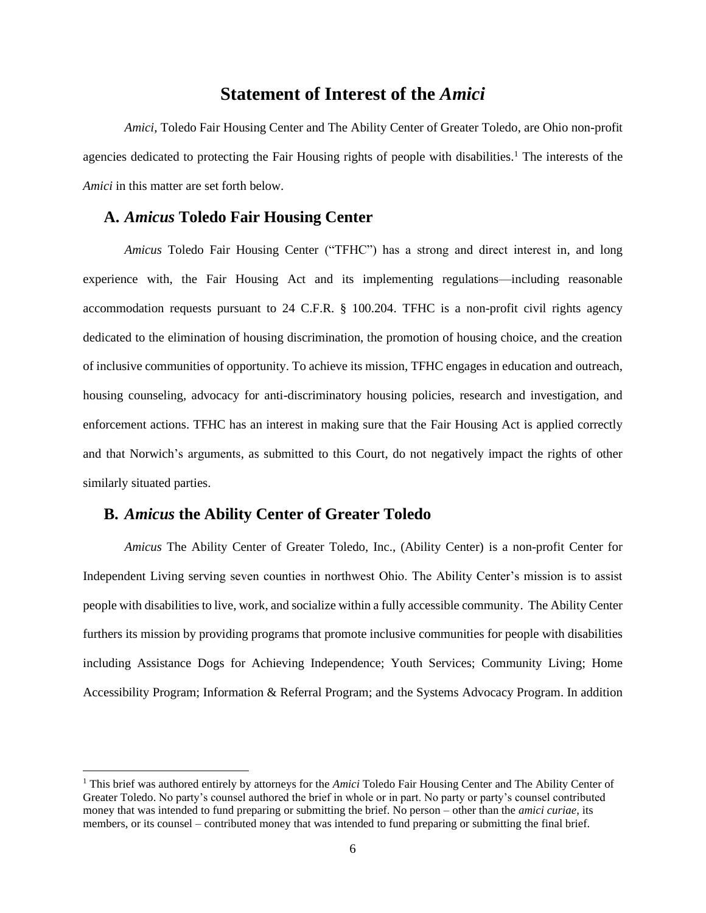# Statement of Interest of the *Amici*

*Amici,* Toledo Fair Housing Center and The Ability Center of Greater Toledo, are Ohio non-profit agencies dedicated to protecting the Fair Housing rights of people with disabilities.[1] The interests of the *Amici* in this matter are set forth below.

## A. *Amicus* Toledo Fair Housing Center

*Amicus* Toledo Fair Housing Center ("TFHC") has a strong and direct interest in, and long experience with, the Fair Housing Act and its implementing regulations—including reasonable accommodation requests pursuant to 24 C.F.R. § 100.204. TFHC is a non-profit civil rights agency dedicated to the elimination of housing discrimination, the promotion of housing choice, and the creation of inclusive communities of opportunity. To achieve its mission, TFHC engages in education and outreach, housing counseling, advocacy for anti-discriminatory housing policies, research and investigation, and enforcement actions. TFHC has an interest in making sure that the Fair Housing Act is applied correctly and that Norwich's arguments, as submitted to this Court, do not negatively impact the rights of other similarly situated parties.

## B. *Amicus* the Ability Center of Greater Toledo

*Amicus* The Ability Center of Greater Toledo, Inc., (Ability Center) is a non-profit Center for Independent Living serving seven counties in northwest Ohio. The Ability Center's mission is to assist people with disabilities to live, work, and socialize within a fully accessible community. The Ability Center furthers its mission by providing programs that promote inclusive communities for people with disabilities including Assistance Dogs for Achieving Independence; Youth Services; Community Living; Home Accessibility Program; Information & Referral Program; and the Systems Advocacy Program. In addition

[1] This brief was authored entirely by attorneys for the *Amici* Toledo Fair Housing Center and The Ability Center of Greater Toledo. No party's counsel authored the brief in whole or in part. No party or party's counsel contributed money that was intended to fund preparing or submitting the brief. No person – other than the *amici curiae*, its members, or its counsel – contributed money that was intended to fund preparing or submitting the final brief.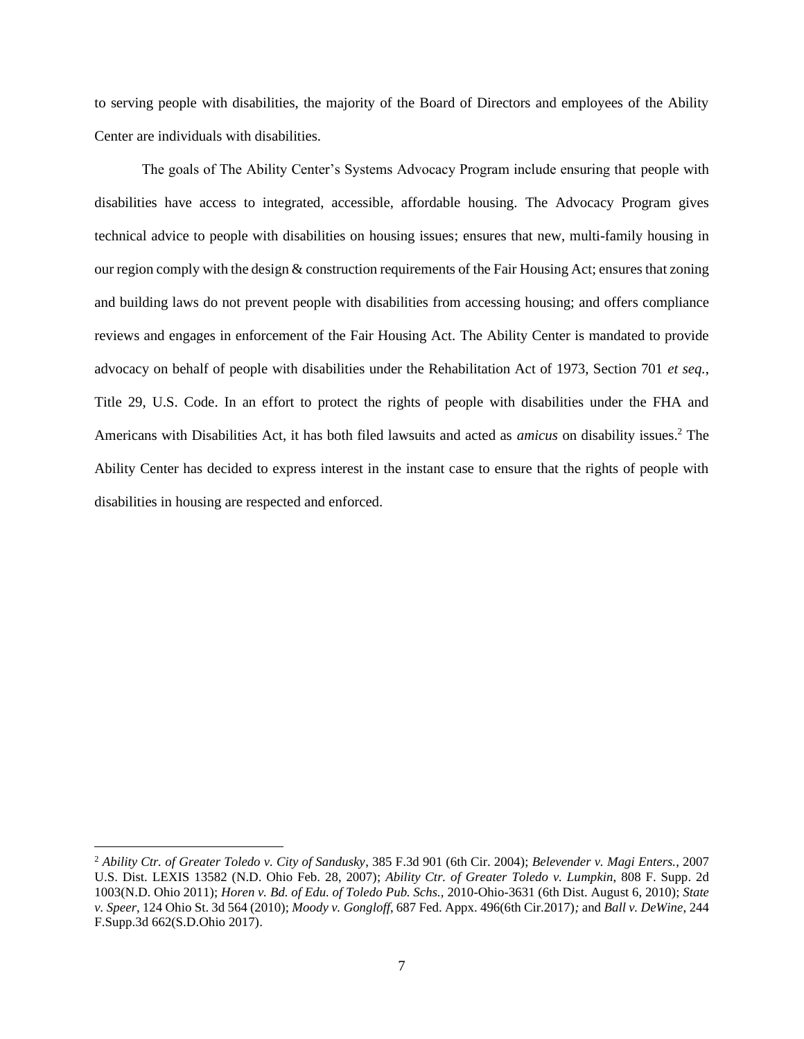to serving people with disabilities, the majority of the Board of Directors and employees of the Ability Center are individuals with disabilities.

The goals of The Ability Center's Systems Advocacy Program include ensuring that people with disabilities have access to integrated, accessible, affordable housing. The Advocacy Program gives technical advice to people with disabilities on housing issues; ensures that new, multi-family housing in our region comply with the design & construction requirements of the Fair Housing Act; ensures that zoning and building laws do not prevent people with disabilities from accessing housing; and offers compliance reviews and engages in enforcement of the Fair Housing Act. The Ability Center is mandated to provide advocacy on behalf of people with disabilities under the Rehabilitation Act of 1973, Section 701 *et seq.*, Title 29, U.S. Code. In an effort to protect the rights of people with disabilities under the FHA and Americans with Disabilities Act, it has both filed lawsuits and acted as *amicus* on disability issues.[2] The Ability Center has decided to express interest in the instant case to ensure that the rights of people with disabilities in housing are respected and enforced.

---

[2] *Ability Ctr. of Greater Toledo v. City of Sandusky*, 385 F.3d 901 (6th Cir. 2004); *Belevender v. Magi Enters.*, 2007 U.S. Dist. LEXIS 13582 (N.D. Ohio Feb. 28, 2007); *Ability Ctr. of Greater Toledo v. Lumpkin*, 808 F. Supp. 2d 1003(N.D. Ohio 2011); *Horen v. Bd. of Edu. of Toledo Pub. Schs.*, 2010-Ohio-3631 (6th Dist. August 6, 2010); *State v. Speer*, 124 Ohio St. 3d 564 (2010); *Moody v. Gongloff*, 687 Fed. Appx. 496(6th Cir.2017)*;* and *Ball v. DeWine*, 244 F.Supp.3d 662(S.D.Ohio 2017).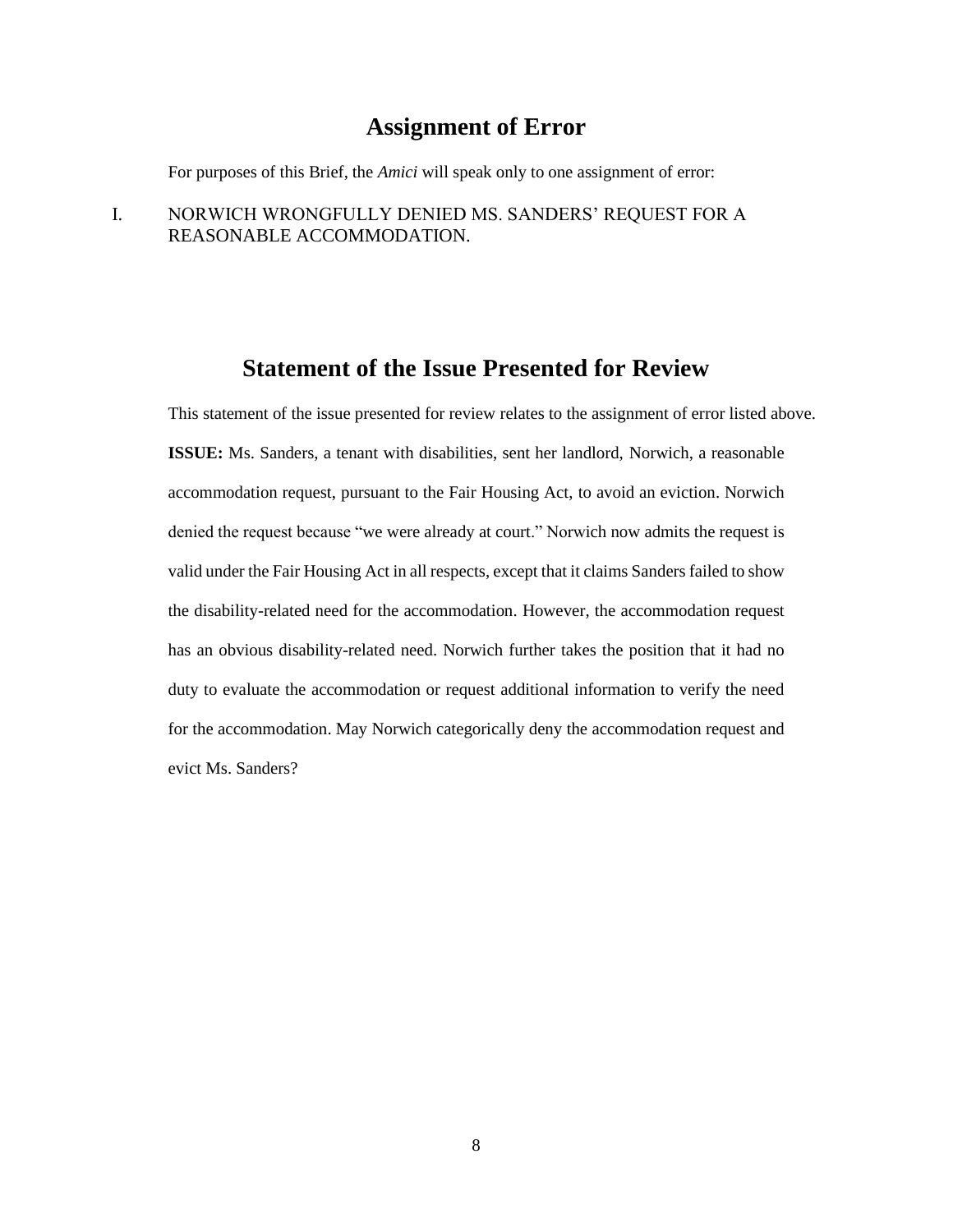# Assignment of Error

For purposes of this Brief, the *Amici* will speak only to one assignment of error:

I. NORWICH WRONGFULLY DENIED MS. SANDERS' REQUEST FOR A REASONABLE ACCOMMODATION.

# Statement of the Issue Presented for Review

This statement of the issue presented for review relates to the assignment of error listed above.

**ISSUE:** Ms. Sanders, a tenant with disabilities, sent her landlord, Norwich, a reasonable accommodation request, pursuant to the Fair Housing Act, to avoid an eviction. Norwich denied the request because "we were already at court." Norwich now admits the request is valid under the Fair Housing Act in all respects, except that it claims Sanders failed to show the disability-related need for the accommodation. However, the accommodation request has an obvious disability-related need. Norwich further takes the position that it had no duty to evaluate the accommodation or request additional information to verify the need for the accommodation. May Norwich categorically deny the accommodation request and evict Ms. Sanders?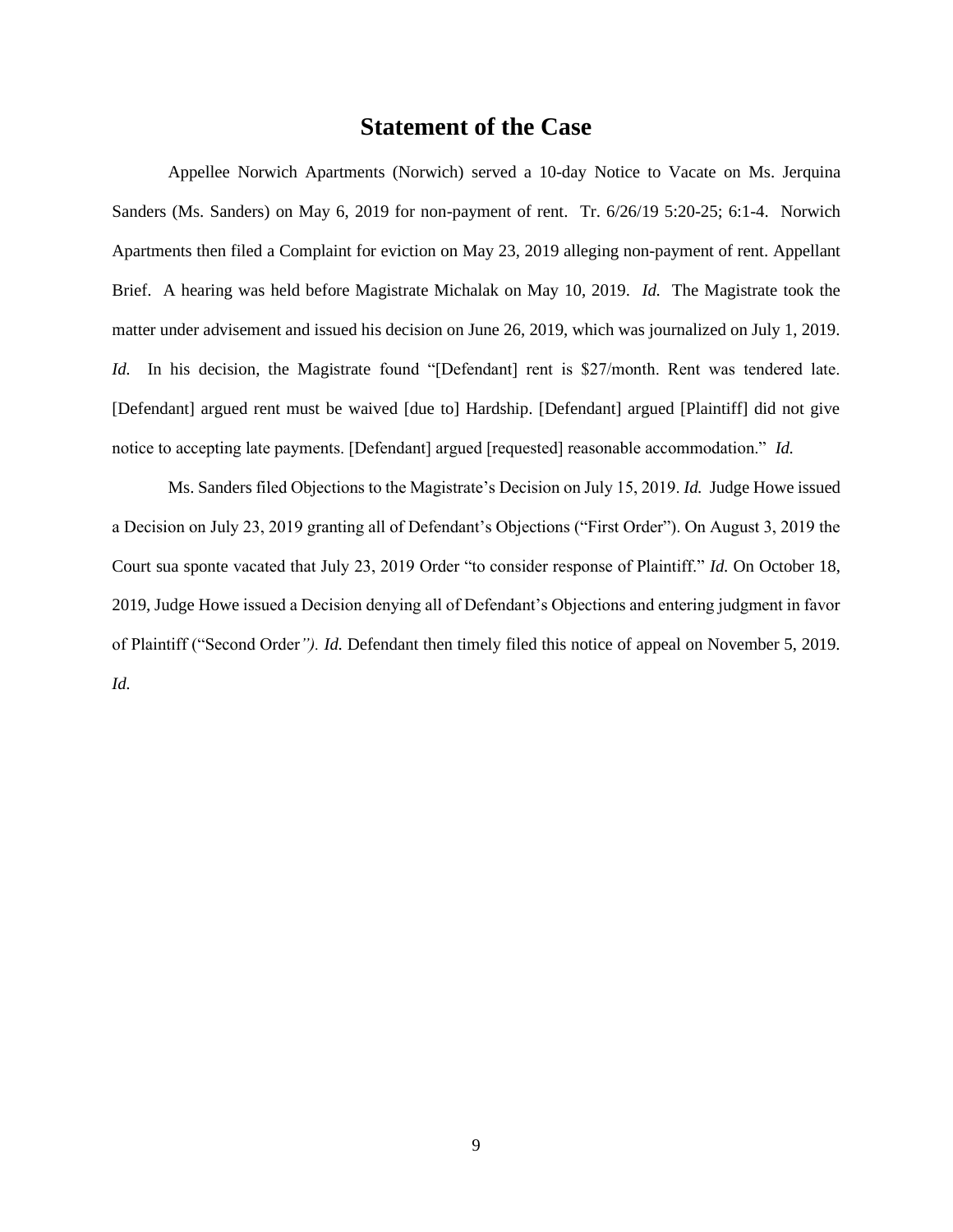# Statement of the Case

Appellee Norwich Apartments (Norwich) served a 10-day Notice to Vacate on Ms. Jerquina Sanders (Ms. Sanders) on May 6, 2019 for non-payment of rent. Tr. 6/26/19 5:20-25; 6:1-4. Norwich Apartments then filed a Complaint for eviction on May 23, 2019 alleging non-payment of rent. Appellant Brief. A hearing was held before Magistrate Michalak on May 10, 2019. *Id.* The Magistrate took the matter under advisement and issued his decision on June 26, 2019, which was journalized on July 1, 2019. *Id.* In his decision, the Magistrate found "[Defendant] rent is $27/month. Rent was tendered late. [Defendant] argued rent must be waived [due to] Hardship. [Defendant] argued [Plaintiff] did not give notice to accepting late payments. [Defendant] argued [requested] reasonable accommodation." *Id.*

Ms. Sanders filed Objections to the Magistrate's Decision on July 15, 2019. *Id.* Judge Howe issued a Decision on July 23, 2019 granting all of Defendant's Objections ("First Order"). On August 3, 2019 the Court sua sponte vacated that July 23, 2019 Order "to consider response of Plaintiff." *Id.* On October 18, 2019, Judge Howe issued a Decision denying all of Defendant's Objections and entering judgment in favor of Plaintiff ("Second Order*").* *Id.* Defendant then timely filed this notice of appeal on November 5, 2019. *Id.*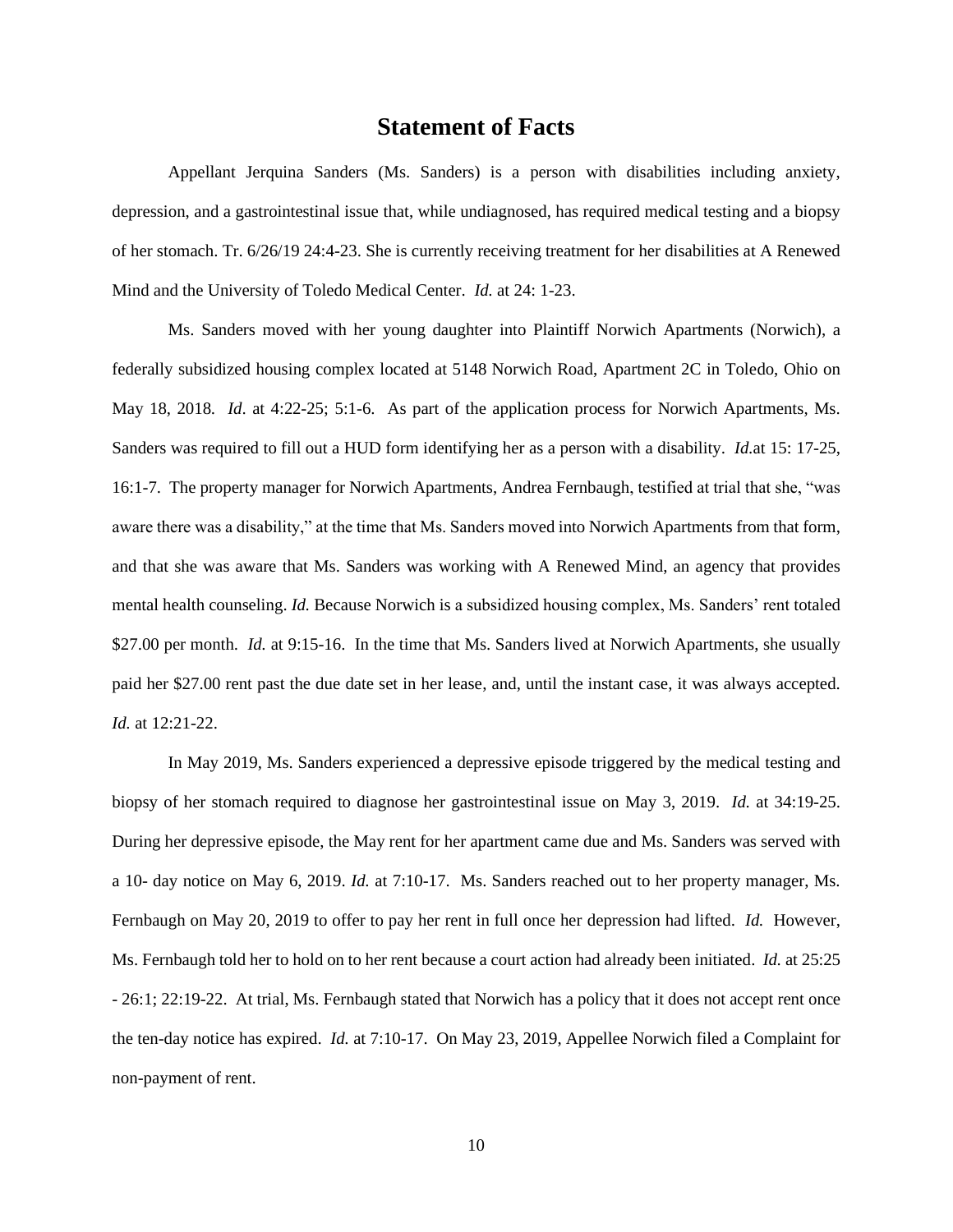# Statement of Facts

Appellant Jerquina Sanders (Ms. Sanders) is a person with disabilities including anxiety, depression, and a gastrointestinal issue that, while undiagnosed, has required medical testing and a biopsy of her stomach. Tr. 6/26/19 24:4-23. She is currently receiving treatment for her disabilities at A Renewed Mind and the University of Toledo Medical Center. *Id.* at 24: 1-23.

Ms. Sanders moved with her young daughter into Plaintiff Norwich Apartments (Norwich), a federally subsidized housing complex located at 5148 Norwich Road, Apartment 2C in Toledo, Ohio on May 18, 2018. *Id*. at 4:22-25; 5:1-6. As part of the application process for Norwich Apartments, Ms. Sanders was required to fill out a HUD form identifying her as a person with a disability. *Id.*at 15: 17-25, 16:1-7. The property manager for Norwich Apartments, Andrea Fernbaugh, testified at trial that she, "was aware there was a disability," at the time that Ms. Sanders moved into Norwich Apartments from that form, and that she was aware that Ms. Sanders was working with A Renewed Mind, an agency that provides mental health counseling. *Id.* Because Norwich is a subsidized housing complex, Ms. Sanders' rent totaled $27.00 per month. *Id.* at 9:15-16. In the time that Ms. Sanders lived at Norwich Apartments, she usually paid her $27.00 rent past the due date set in her lease, and, until the instant case, it was always accepted. *Id.* at 12:21-22.

In May 2019, Ms. Sanders experienced a depressive episode triggered by the medical testing and biopsy of her stomach required to diagnose her gastrointestinal issue on May 3, 2019. *Id.* at 34:19-25. During her depressive episode, the May rent for her apartment came due and Ms. Sanders was served with a 10- day notice on May 6, 2019. *Id.* at 7:10-17. Ms. Sanders reached out to her property manager, Ms. Fernbaugh on May 20, 2019 to offer to pay her rent in full once her depression had lifted. *Id.* However, Ms. Fernbaugh told her to hold on to her rent because a court action had already been initiated. *Id.* at 25:25 - 26:1; 22:19-22. At trial, Ms. Fernbaugh stated that Norwich has a policy that it does not accept rent once the ten-day notice has expired. *Id.* at 7:10-17. On May 23, 2019, Appellee Norwich filed a Complaint for non-payment of rent.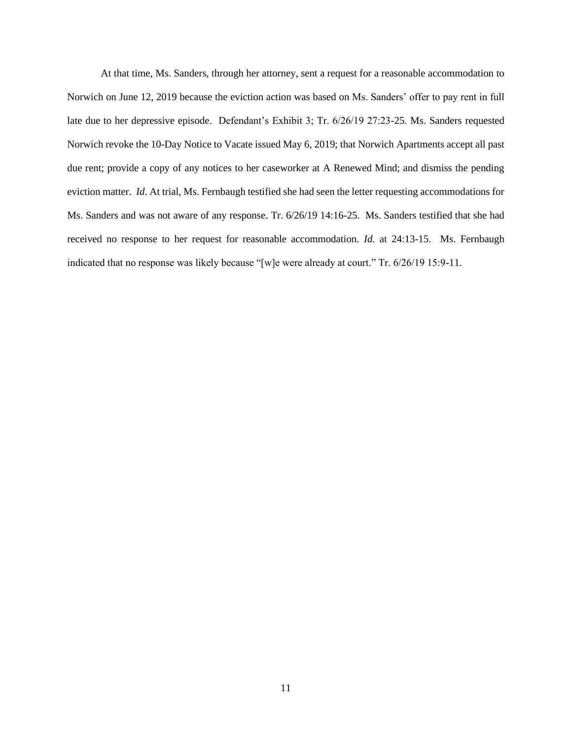At that time, Ms. Sanders, through her attorney, sent a request for a reasonable accommodation to Norwich on June 12, 2019 because the eviction action was based on Ms. Sanders' offer to pay rent in full late due to her depressive episode. Defendant's Exhibit 3; Tr. 6/26/19 27:23-25. Ms. Sanders requested Norwich revoke the 10-Day Notice to Vacate issued May 6, 2019; that Norwich Apartments accept all past due rent; provide a copy of any notices to her caseworker at A Renewed Mind; and dismiss the pending eviction matter. *Id*. At trial, Ms. Fernbaugh testified she had seen the letter requesting accommodations for Ms. Sanders and was not aware of any response. Tr. 6/26/19 14:16-25. Ms. Sanders testified that she had received no response to her request for reasonable accommodation. *Id.* at 24:13-15. Ms. Fernbaugh indicated that no response was likely because "[w]e were already at court." Tr. 6/26/19 15:9-11.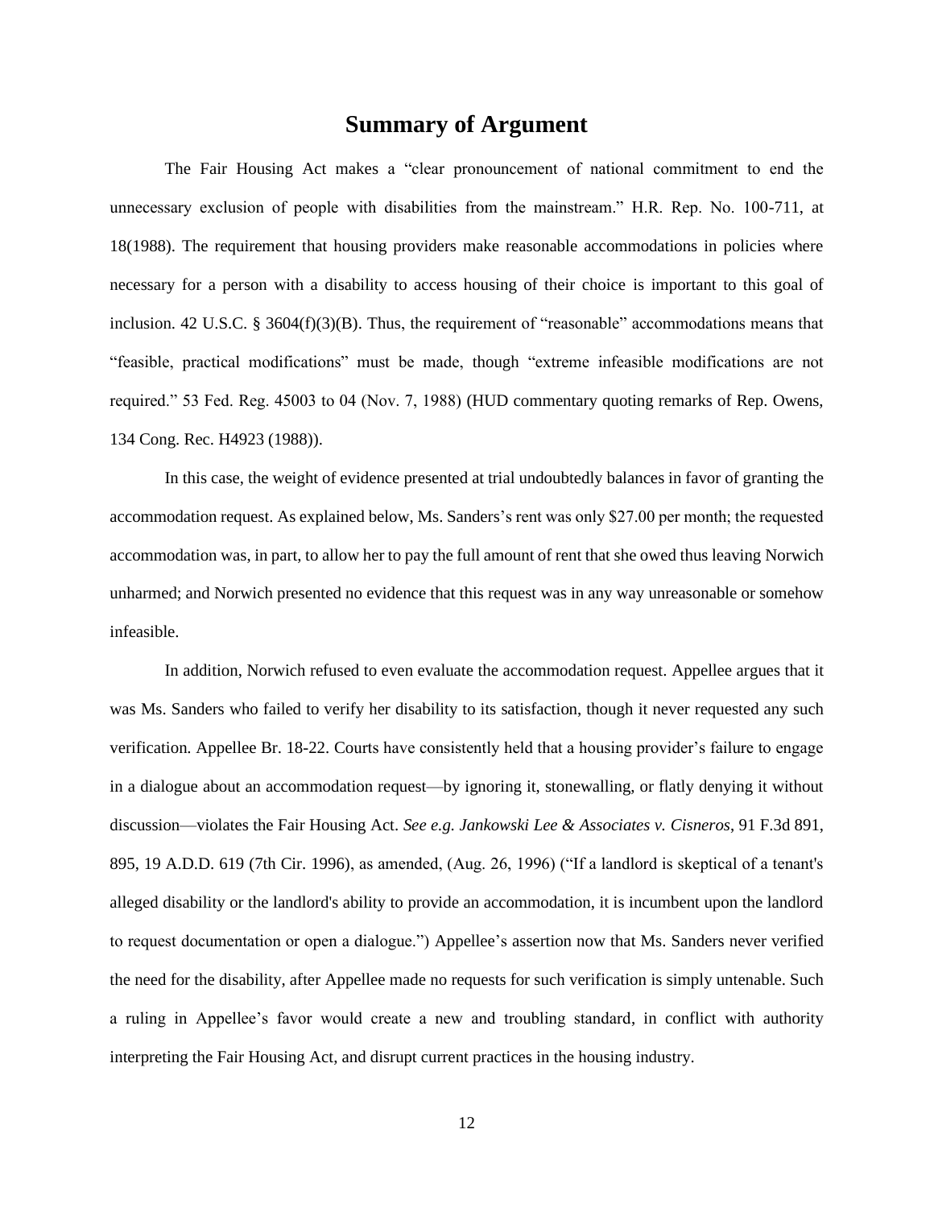# Summary of Argument

The Fair Housing Act makes a "clear pronouncement of national commitment to end the unnecessary exclusion of people with disabilities from the mainstream." H.R. Rep. No. 100-711, at 18(1988). The requirement that housing providers make reasonable accommodations in policies where necessary for a person with a disability to access housing of their choice is important to this goal of inclusion. 42 U.S.C. § 3604(f)(3)(B). Thus, the requirement of "reasonable" accommodations means that "feasible, practical modifications" must be made, though "extreme infeasible modifications are not required." 53 Fed. Reg. 45003 to 04 (Nov. 7, 1988) (HUD commentary quoting remarks of Rep. Owens, 134 Cong. Rec. H4923 (1988)).

In this case, the weight of evidence presented at trial undoubtedly balances in favor of granting the accommodation request. As explained below, Ms. Sanders's rent was only $27.00 per month; the requested accommodation was, in part, to allow her to pay the full amount of rent that she owed thus leaving Norwich unharmed; and Norwich presented no evidence that this request was in any way unreasonable or somehow infeasible.

In addition, Norwich refused to even evaluate the accommodation request. Appellee argues that it was Ms. Sanders who failed to verify her disability to its satisfaction, though it never requested any such verification. Appellee Br. 18-22. Courts have consistently held that a housing provider's failure to engage in a dialogue about an accommodation request—by ignoring it, stonewalling, or flatly denying it without discussion—violates the Fair Housing Act. *See e.g. Jankowski Lee & Associates v. Cisneros*, 91 F.3d 891, 895, 19 A.D.D. 619 (7th Cir. 1996), as amended, (Aug. 26, 1996) ("If a landlord is skeptical of a tenant's alleged disability or the landlord's ability to provide an accommodation, it is incumbent upon the landlord to request documentation or open a dialogue.") Appellee's assertion now that Ms. Sanders never verified the need for the disability, after Appellee made no requests for such verification is simply untenable. Such a ruling in Appellee's favor would create a new and troubling standard, in conflict with authority interpreting the Fair Housing Act, and disrupt current practices in the housing industry.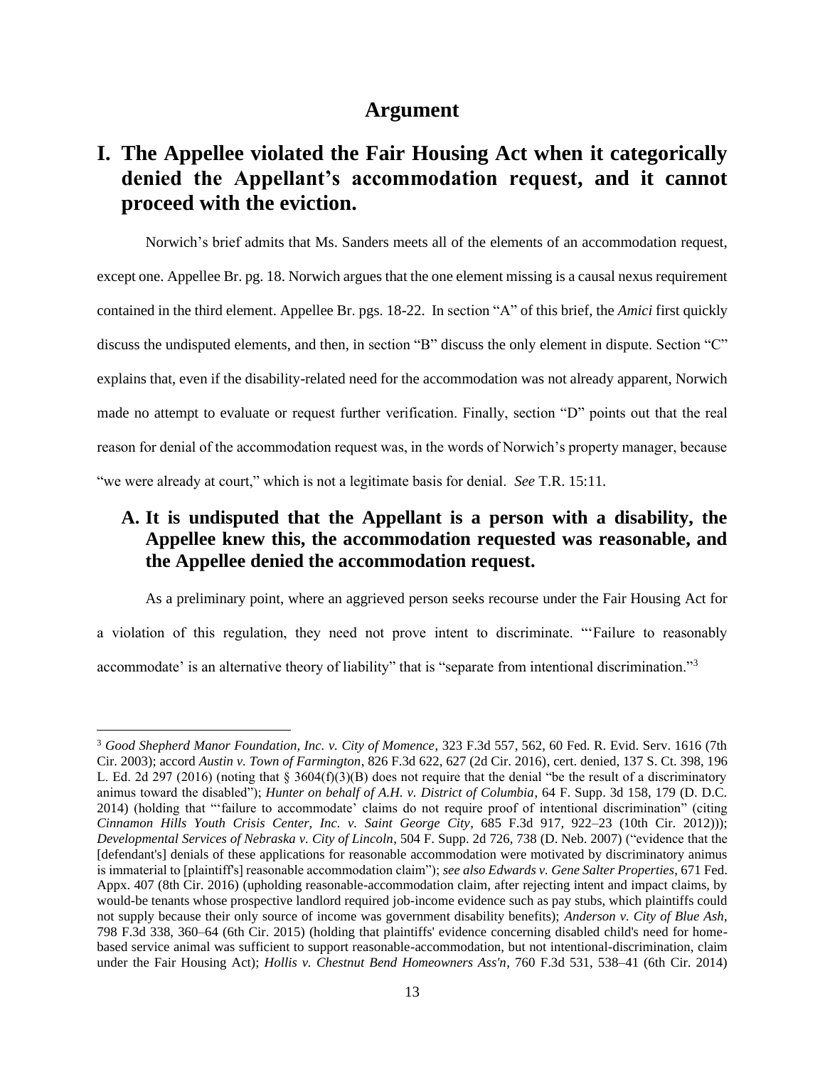# Argument

## I. The Appellee violated the Fair Housing Act when it categorically denied the Appellant's accommodation request, and it cannot proceed with the eviction.

Norwich's brief admits that Ms. Sanders meets all of the elements of an accommodation request, except one. Appellee Br. pg. 18. Norwich argues that the one element missing is a causal nexus requirement contained in the third element. Appellee Br. pgs. 18-22. In section "A" of this brief, the *Amici* first quickly discuss the undisputed elements, and then, in section "B" discuss the only element in dispute. Section "C" explains that, even if the disability-related need for the accommodation was not already apparent, Norwich made no attempt to evaluate or request further verification. Finally, section "D" points out that the real reason for denial of the accommodation request was, in the words of Norwich's property manager, because "we were already at court," which is not a legitimate basis for denial. *See* T.R. 15:11.

### A. It is undisputed that the Appellant is a person with a disability, the Appellee knew this, the accommodation requested was reasonable, and the Appellee denied the accommodation request.

As a preliminary point, where an aggrieved person seeks recourse under the Fair Housing Act for a violation of this regulation, they need not prove intent to discriminate. "'Failure to reasonably accommodate' is an alternative theory of liability" that is "separate from intentional discrimination."[3]

---

[3] *Good Shepherd Manor Foundation, Inc. v. City of Momence*, 323 F.3d 557, 562, 60 Fed. R. Evid. Serv. 1616 (7th Cir. 2003); accord *Austin v. Town of Farmington*, 826 F.3d 622, 627 (2d Cir. 2016), cert. denied, 137 S. Ct. 398, 196 L. Ed. 2d 297 (2016) (noting that § 3604(f)(3)(B) does not require that the denial "be the result of a discriminatory animus toward the disabled"); *Hunter on behalf of A.H. v. District of Columbia*, 64 F. Supp. 3d 158, 179 (D. D.C. 2014) (holding that "'failure to accommodate' claims do not require proof of intentional discrimination" (citing *Cinnamon Hills Youth Crisis Center, Inc. v. Saint George City*, 685 F.3d 917, 922–23 (10th Cir. 2012))); *Developmental Services of Nebraska v. City of Lincoln*, 504 F. Supp. 2d 726, 738 (D. Neb. 2007) ("evidence that the [defendant's] denials of these applications for reasonable accommodation were motivated by discriminatory animus is immaterial to [plaintiff's] reasonable accommodation claim"); *see also Edwards v. Gene Salter Properties*, 671 Fed. Appx. 407 (8th Cir. 2016) (upholding reasonable-accommodation claim, after rejecting intent and impact claims, by would-be tenants whose prospective landlord required job-income evidence such as pay stubs, which plaintiffs could not supply because their only source of income was government disability benefits); *Anderson v. City of Blue Ash*, 798 F.3d 338, 360–64 (6th Cir. 2015) (holding that plaintiffs' evidence concerning disabled child's need for home-based service animal was sufficient to support reasonable-accommodation, but not intentional-discrimination, claim under the Fair Housing Act); *Hollis v. Chestnut Bend Homeowners Ass'n*, 760 F.3d 531, 538–41 (6th Cir. 2014)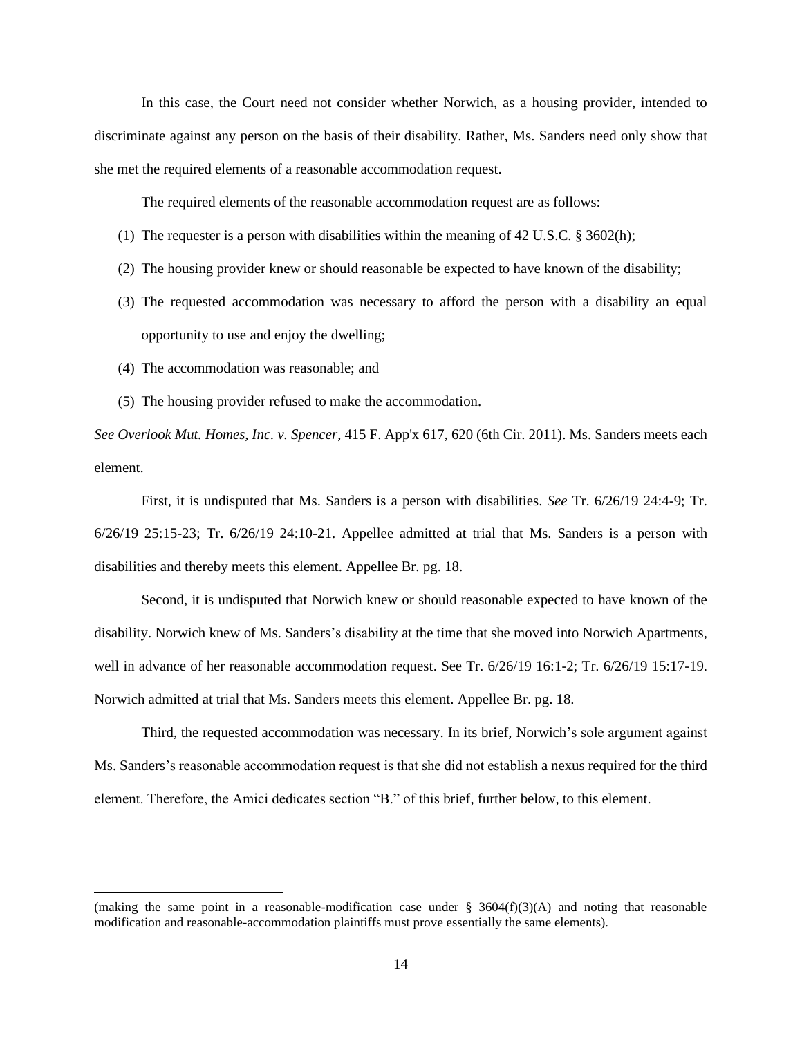In this case, the Court need not consider whether Norwich, as a housing provider, intended to discriminate against any person on the basis of their disability. Rather, Ms. Sanders need only show that she met the required elements of a reasonable accommodation request.

The required elements of the reasonable accommodation request are as follows:

(1) The requester is a person with disabilities within the meaning of 42 U.S.C. § 3602(h);

(2) The housing provider knew or should reasonable be expected to have known of the disability;

(3) The requested accommodation was necessary to afford the person with a disability an equal opportunity to use and enjoy the dwelling;

(4) The accommodation was reasonable; and

(5) The housing provider refused to make the accommodation.

*See Overlook Mut. Homes, Inc. v. Spencer*, 415 F. App'x 617, 620 (6th Cir. 2011). Ms. Sanders meets each element.

First, it is undisputed that Ms. Sanders is a person with disabilities. *See* Tr. 6/26/19 24:4-9; Tr. 6/26/19 25:15-23; Tr. 6/26/19 24:10-21. Appellee admitted at trial that Ms. Sanders is a person with disabilities and thereby meets this element. Appellee Br. pg. 18.

Second, it is undisputed that Norwich knew or should reasonable expected to have known of the disability. Norwich knew of Ms. Sanders's disability at the time that she moved into Norwich Apartments, well in advance of her reasonable accommodation request. See Tr. 6/26/19 16:1-2; Tr. 6/26/19 15:17-19. Norwich admitted at trial that Ms. Sanders meets this element. Appellee Br. pg. 18.

Third, the requested accommodation was necessary. In its brief, Norwich's sole argument against Ms. Sanders's reasonable accommodation request is that she did not establish a nexus required for the third element. Therefore, the Amici dedicates section "B." of this brief, further below, to this element.

---

(making the same point in a reasonable-modification case under § 3604(f)(3)(A) and noting that reasonable modification and reasonable-accommodation plaintiffs must prove essentially the same elements).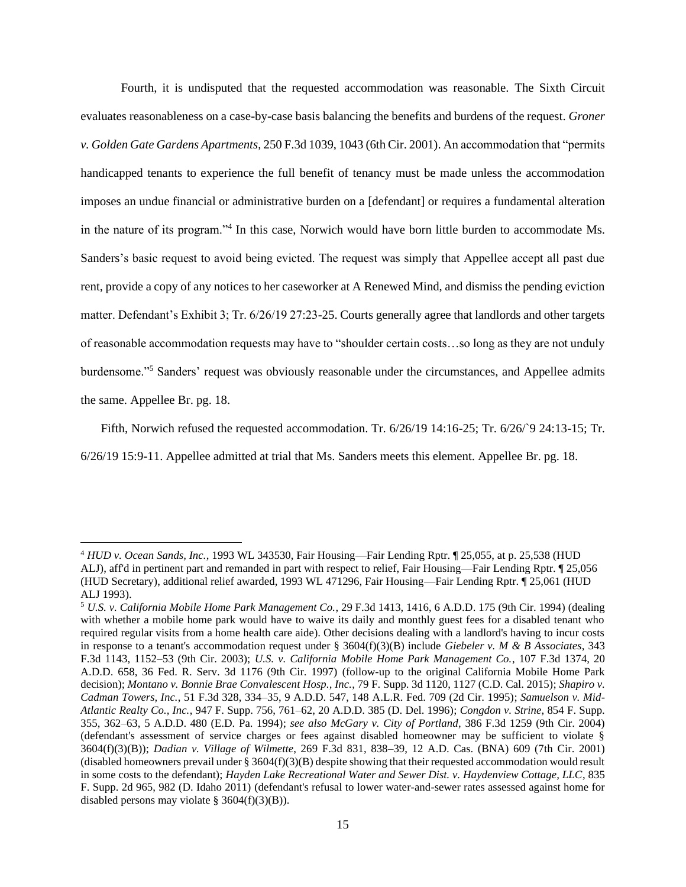Fourth, it is undisputed that the requested accommodation was reasonable. The Sixth Circuit evaluates reasonableness on a case-by-case basis balancing the benefits and burdens of the request. *Groner v. Golden Gate Gardens Apartments*, 250 F.3d 1039, 1043 (6th Cir. 2001). An accommodation that "permits handicapped tenants to experience the full benefit of tenancy must be made unless the accommodation imposes an undue financial or administrative burden on a [defendant] or requires a fundamental alteration in the nature of its program."[4] In this case, Norwich would have born little burden to accommodate Ms. Sanders's basic request to avoid being evicted. The request was simply that Appellee accept all past due rent, provide a copy of any notices to her caseworker at A Renewed Mind, and dismiss the pending eviction matter. Defendant's Exhibit 3; Tr. 6/26/19 27:23-25. Courts generally agree that landlords and other targets of reasonable accommodation requests may have to "shoulder certain costs…so long as they are not unduly burdensome."[5] Sanders' request was obviously reasonable under the circumstances, and Appellee admits the same. Appellee Br. pg. 18.

Fifth, Norwich refused the requested accommodation. Tr. 6/26/19 14:16-25; Tr. 6/26/`9 24:13-15; Tr. 6/26/19 15:9-11. Appellee admitted at trial that Ms. Sanders meets this element. Appellee Br. pg. 18.

---

[4] *HUD v. Ocean Sands, Inc.*, 1993 WL 343530, Fair Housing—Fair Lending Rptr. ¶ 25,055, at p. 25,538 (HUD ALJ), aff'd in pertinent part and remanded in part with respect to relief, Fair Housing—Fair Lending Rptr. ¶ 25,056 (HUD Secretary), additional relief awarded, 1993 WL 471296, Fair Housing—Fair Lending Rptr. ¶ 25,061 (HUD ALJ 1993).

[5] *U.S. v. California Mobile Home Park Management Co.*, 29 F.3d 1413, 1416, 6 A.D.D. 175 (9th Cir. 1994) (dealing with whether a mobile home park would have to waive its daily and monthly guest fees for a disabled tenant who required regular visits from a home health care aide). Other decisions dealing with a landlord's having to incur costs in response to a tenant's accommodation request under § 3604(f)(3)(B) include *Giebeler v. M & B Associates*, 343 F.3d 1143, 1152–53 (9th Cir. 2003); *U.S. v. California Mobile Home Park Management Co.*, 107 F.3d 1374, 20 A.D.D. 658, 36 Fed. R. Serv. 3d 1176 (9th Cir. 1997) (follow-up to the original California Mobile Home Park decision); *Montano v. Bonnie Brae Convalescent Hosp., Inc.*, 79 F. Supp. 3d 1120, 1127 (C.D. Cal. 2015); *Shapiro v. Cadman Towers, Inc.*, 51 F.3d 328, 334–35, 9 A.D.D. 547, 148 A.L.R. Fed. 709 (2d Cir. 1995); *Samuelson v. Mid-Atlantic Realty Co., Inc.*, 947 F. Supp. 756, 761–62, 20 A.D.D. 385 (D. Del. 1996); *Congdon v. Strine*, 854 F. Supp. 355, 362–63, 5 A.D.D. 480 (E.D. Pa. 1994); *see also McGary v. City of Portland*, 386 F.3d 1259 (9th Cir. 2004) (defendant's assessment of service charges or fees against disabled homeowner may be sufficient to violate § 3604(f)(3)(B)); *Dadian v. Village of Wilmette*, 269 F.3d 831, 838–39, 12 A.D. Cas. (BNA) 609 (7th Cir. 2001) (disabled homeowners prevail under § 3604(f)(3)(B) despite showing that their requested accommodation would result in some costs to the defendant); *Hayden Lake Recreational Water and Sewer Dist. v. Haydenview Cottage, LLC*, 835 F. Supp. 2d 965, 982 (D. Idaho 2011) (defendant's refusal to lower water-and-sewer rates assessed against home for disabled persons may violate § 3604(f)(3)(B)).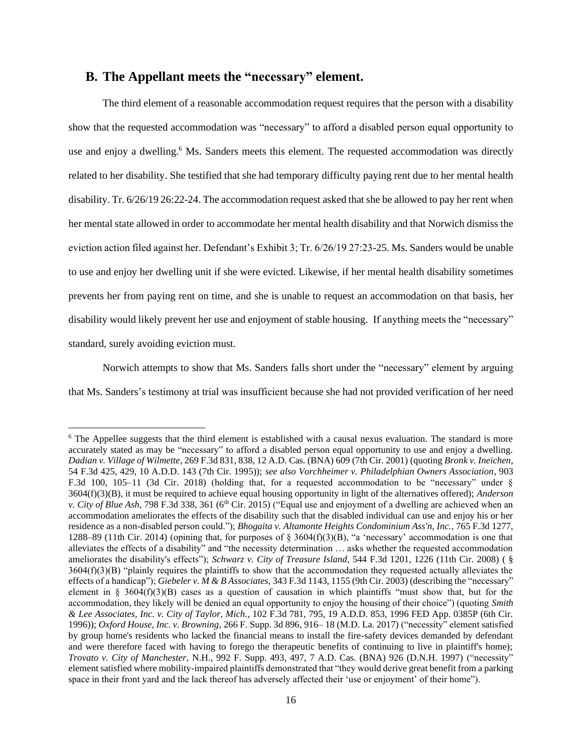## B. The Appellant meets the "necessary" element.

The third element of a reasonable accommodation request requires that the person with a disability show that the requested accommodation was "necessary" to afford a disabled person equal opportunity to use and enjoy a dwelling.[6] Ms. Sanders meets this element. The requested accommodation was directly related to her disability. She testified that she had temporary difficulty paying rent due to her mental health disability. Tr. 6/26/19 26:22-24. The accommodation request asked that she be allowed to pay her rent when her mental state allowed in order to accommodate her mental health disability and that Norwich dismiss the eviction action filed against her. Defendant's Exhibit 3; Tr. 6/26/19 27:23-25. Ms. Sanders would be unable to use and enjoy her dwelling unit if she were evicted. Likewise, if her mental health disability sometimes prevents her from paying rent on time, and she is unable to request an accommodation on that basis, her disability would likely prevent her use and enjoyment of stable housing. If anything meets the "necessary" standard, surely avoiding eviction must.

Norwich attempts to show that Ms. Sanders falls short under the "necessary" element by arguing that Ms. Sanders's testimony at trial was insufficient because she had not provided verification of her need

---

[6] The Appellee suggests that the third element is established with a causal nexus evaluation. The standard is more accurately stated as may be "necessary" to afford a disabled person equal opportunity to use and enjoy a dwelling. *Dadian v. Village of Wilmette*, 269 F.3d 831, 838, 12 A.D. Cas. (BNA) 609 (7th Cir. 2001) (quoting *Bronk v. Ineichen*, 54 F.3d 425, 429, 10 A.D.D. 143 (7th Cir. 1995)); *see also Vorchheimer v. Philadelphian Owners Association*, 903 F.3d 100, 105–11 (3d Cir. 2018) (holding that, for a requested accommodation to be "necessary" under § 3604(f)(3)(B), it must be required to achieve equal housing opportunity in light of the alternatives offered); *Anderson v. City of Blue Ash*, 798 F.3d 338, 361 (6th Cir. 2015) ("Equal use and enjoyment of a dwelling are achieved when an accommodation ameliorates the effects of the disability such that the disabled individual can use and enjoy his or her residence as a non-disabled person could."); *Bhogaita v. Altamonte Heights Condominium Ass'n, Inc.*, 765 F.3d 1277, 1288–89 (11th Cir. 2014) (opining that, for purposes of § 3604(f)(3)(B), "a 'necessary' accommodation is one that alleviates the effects of a disability" and "the necessity determination … asks whether the requested accommodation ameliorates the disability's effects"); *Schwarz v. City of Treasure Island*, 544 F.3d 1201, 1226 (11th Cir. 2008) ( § 3604(f)(3)(B) "plainly requires the plaintiffs to show that the accommodation they requested actually alleviates the effects of a handicap"); *Giebeler v. M & B Associates*, 343 F.3d 1143, 1155 (9th Cir. 2003) (describing the "necessary" element in § 3604(f)(3)(B) cases as a question of causation in which plaintiffs "must show that, but for the accommodation, they likely will be denied an equal opportunity to enjoy the housing of their choice") (quoting *Smith & Lee Associates, Inc. v. City of Taylor, Mich.*, 102 F.3d 781, 795, 19 A.D.D. 853, 1996 FED App. 0385P (6th Cir. 1996)); *Oxford House, Inc. v. Browning*, 266 F. Supp. 3d 896, 916– 18 (M.D. La. 2017) ("necessity" element satisfied by group home's residents who lacked the financial means to install the fire-safety devices demanded by defendant and were therefore faced with having to forego the therapeutic benefits of continuing to live in plaintiff's home); *Trovato v. City of Manchester*, N.H., 992 F. Supp. 493, 497, 7 A.D. Cas. (BNA) 926 (D.N.H. 1997) ("necessity" element satisfied where mobility-impaired plaintiffs demonstrated that "they would derive great benefit from a parking space in their front yard and the lack thereof has adversely affected their 'use or enjoyment' of their home").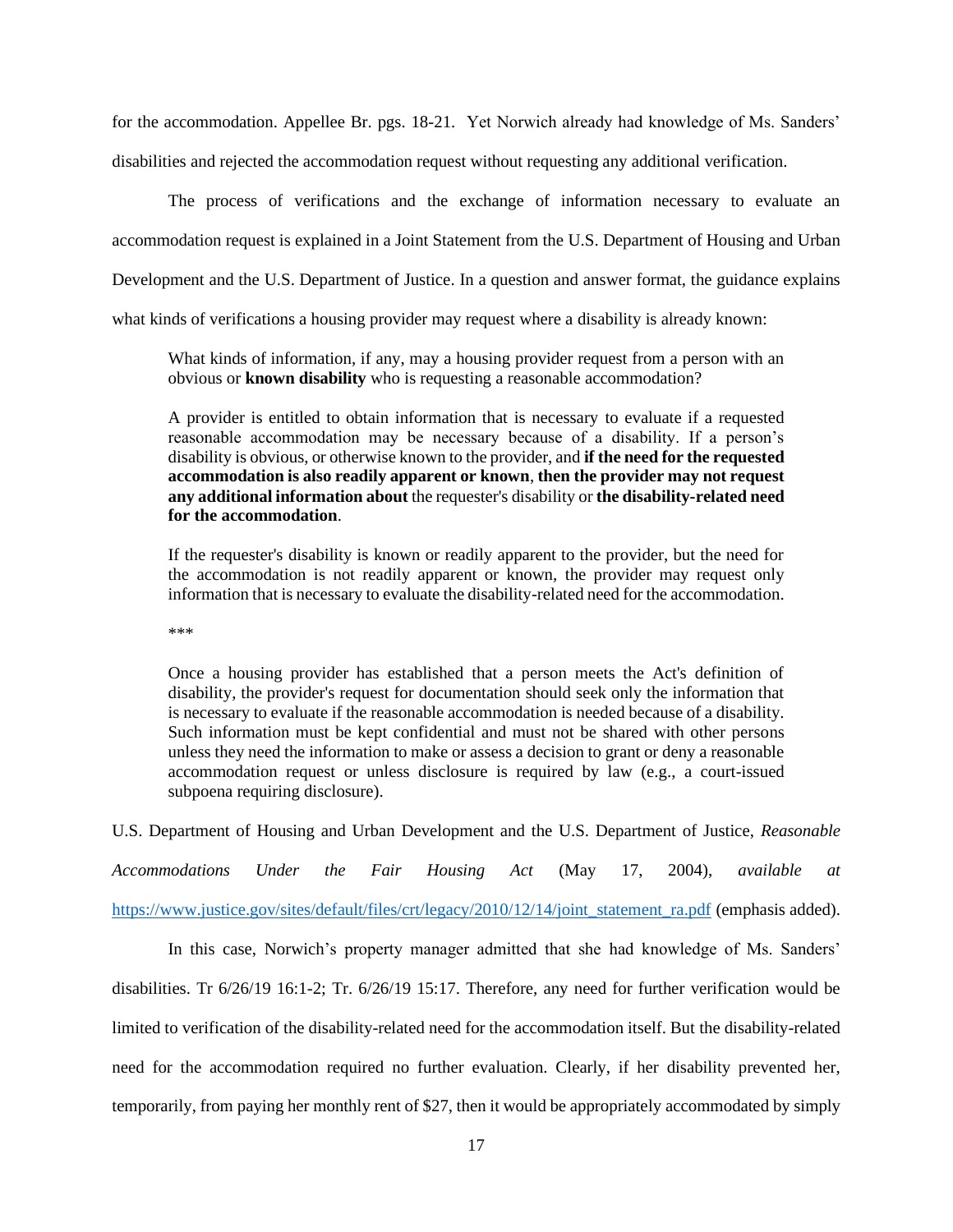for the accommodation. Appellee Br. pgs. 18-21. Yet Norwich already had knowledge of Ms. Sanders' disabilities and rejected the accommodation request without requesting any additional verification.

The process of verifications and the exchange of information necessary to evaluate an accommodation request is explained in a Joint Statement from the U.S. Department of Housing and Urban Development and the U.S. Department of Justice. In a question and answer format, the guidance explains what kinds of verifications a housing provider may request where a disability is already known:

> What kinds of information, if any, may a housing provider request from a person with an obvious or **known disability** who is requesting a reasonable accommodation?
>
> A provider is entitled to obtain information that is necessary to evaluate if a requested reasonable accommodation may be necessary because of a disability. If a person's disability is obvious, or otherwise known to the provider, and **if the need for the requested accommodation is also readily apparent or known**, **then the provider may not request any additional information about** the requester's disability or **the disability-related need for the accommodation**.
>
> If the requester's disability is known or readily apparent to the provider, but the need for the accommodation is not readily apparent or known, the provider may request only information that is necessary to evaluate the disability-related need for the accommodation.
>
> ***
>
> Once a housing provider has established that a person meets the Act's definition of disability, the provider's request for documentation should seek only the information that is necessary to evaluate if the reasonable accommodation is needed because of a disability. Such information must be kept confidential and must not be shared with other persons unless they need the information to make or assess a decision to grant or deny a reasonable accommodation request or unless disclosure is required by law (e.g., a court-issued subpoena requiring disclosure).

U.S. Department of Housing and Urban Development and the U.S. Department of Justice, *Reasonable Accommodations Under the Fair Housing Act* (May 17, 2004), *available at* https://www.justice.gov/sites/default/files/crt/legacy/2010/12/14/joint_statement_ra.pdf (emphasis added).

In this case, Norwich's property manager admitted that she had knowledge of Ms. Sanders' disabilities. Tr 6/26/19 16:1-2; Tr. 6/26/19 15:17. Therefore, any need for further verification would be limited to verification of the disability-related need for the accommodation itself. But the disability-related need for the accommodation required no further evaluation. Clearly, if her disability prevented her, temporarily, from paying her monthly rent of $27, then it would be appropriately accommodated by simply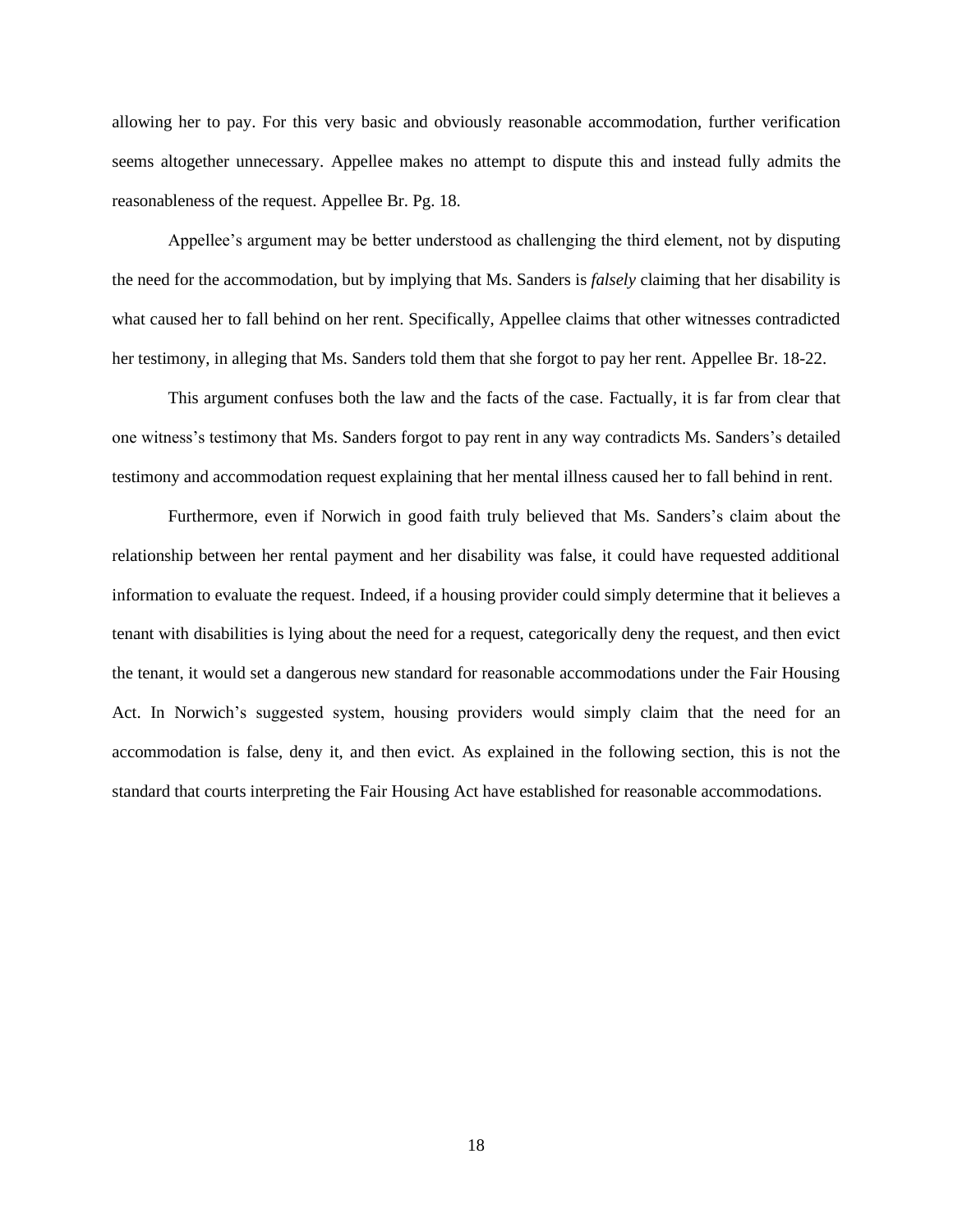allowing her to pay. For this very basic and obviously reasonable accommodation, further verification seems altogether unnecessary. Appellee makes no attempt to dispute this and instead fully admits the reasonableness of the request. Appellee Br. Pg. 18.

Appellee's argument may be better understood as challenging the third element, not by disputing the need for the accommodation, but by implying that Ms. Sanders is *falsely* claiming that her disability is what caused her to fall behind on her rent. Specifically, Appellee claims that other witnesses contradicted her testimony, in alleging that Ms. Sanders told them that she forgot to pay her rent. Appellee Br. 18-22.

This argument confuses both the law and the facts of the case. Factually, it is far from clear that one witness's testimony that Ms. Sanders forgot to pay rent in any way contradicts Ms. Sanders's detailed testimony and accommodation request explaining that her mental illness caused her to fall behind in rent.

Furthermore, even if Norwich in good faith truly believed that Ms. Sanders's claim about the relationship between her rental payment and her disability was false, it could have requested additional information to evaluate the request. Indeed, if a housing provider could simply determine that it believes a tenant with disabilities is lying about the need for a request, categorically deny the request, and then evict the tenant, it would set a dangerous new standard for reasonable accommodations under the Fair Housing Act. In Norwich's suggested system, housing providers would simply claim that the need for an accommodation is false, deny it, and then evict. As explained in the following section, this is not the standard that courts interpreting the Fair Housing Act have established for reasonable accommodations.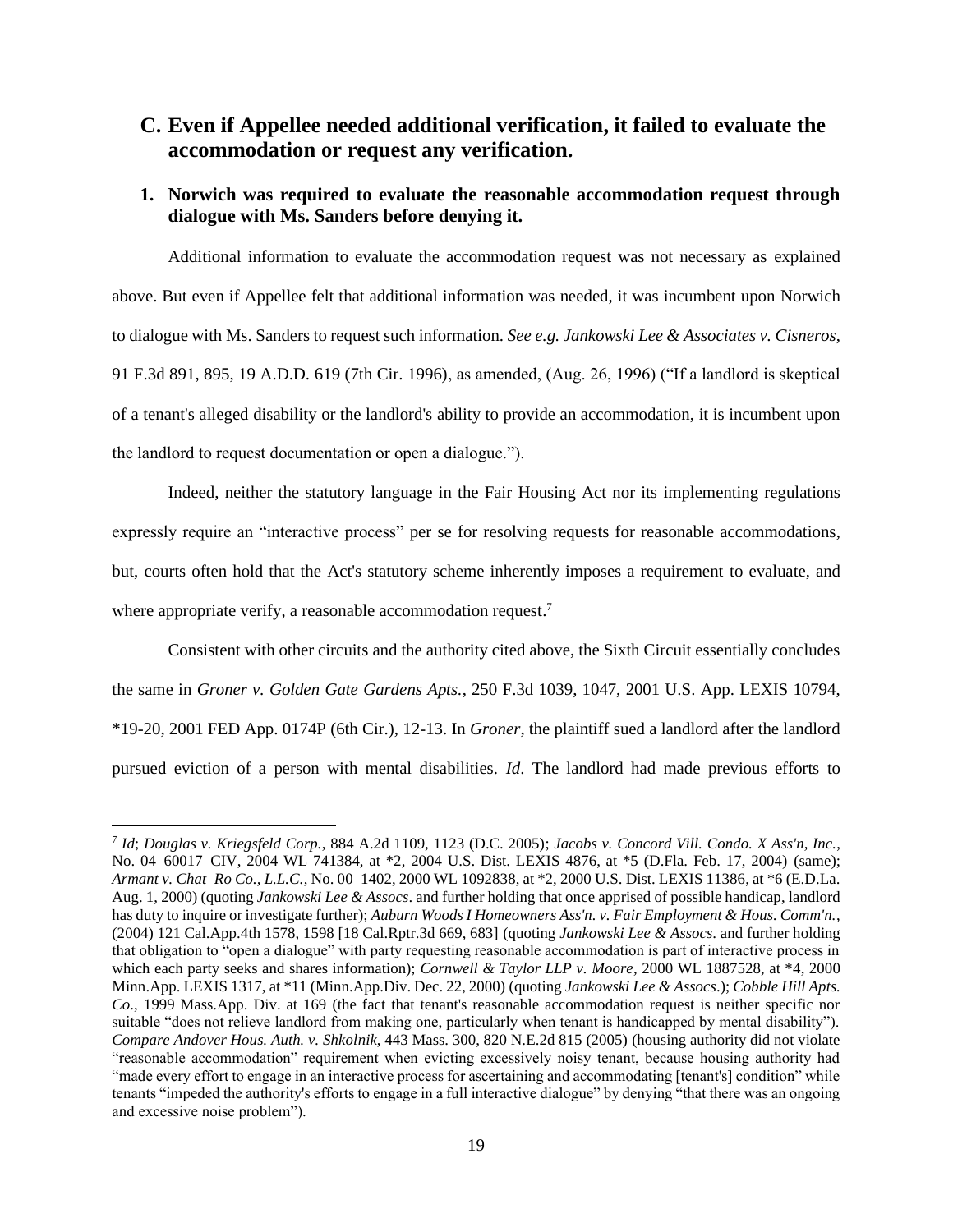## C. Even if Appellee needed additional verification, it failed to evaluate the accommodation or request any verification.

### 1. Norwich was required to evaluate the reasonable accommodation request through dialogue with Ms. Sanders before denying it.

Additional information to evaluate the accommodation request was not necessary as explained above. But even if Appellee felt that additional information was needed, it was incumbent upon Norwich to dialogue with Ms. Sanders to request such information. *See e.g. Jankowski Lee & Associates v. Cisneros*, 91 F.3d 891, 895, 19 A.D.D. 619 (7th Cir. 1996), as amended, (Aug. 26, 1996) ("If a landlord is skeptical of a tenant's alleged disability or the landlord's ability to provide an accommodation, it is incumbent upon the landlord to request documentation or open a dialogue.").

Indeed, neither the statutory language in the Fair Housing Act nor its implementing regulations expressly require an "interactive process" per se for resolving requests for reasonable accommodations, but, courts often hold that the Act's statutory scheme inherently imposes a requirement to evaluate, and where appropriate verify, a reasonable accommodation request.[7]

Consistent with other circuits and the authority cited above, the Sixth Circuit essentially concludes the same in *Groner v. Golden Gate Gardens Apts.*, 250 F.3d 1039, 1047, 2001 U.S. App. LEXIS 10794, *19-20, 2001 FED App. 0174P (6th Cir.), 12-13. In *Groner*, the plaintiff sued a landlord after the landlord pursued eviction of a person with mental disabilities. *Id*. The landlord had made previous efforts to

---

[7] *Id*; *Douglas v. Kriegsfeld Corp.*, 884 A.2d 1109, 1123 (D.C. 2005); *Jacobs v. Concord Vill. Condo. X Ass'n, Inc.*, No. 04–60017–CIV, 2004 WL 741384, at *2, 2004 U.S. Dist. LEXIS 4876, at *5 (D.Fla. Feb. 17, 2004) (same); *Armant v. Chat–Ro Co., L.L.C.*, No. 00–1402, 2000 WL 1092838, at *2, 2000 U.S. Dist. LEXIS 11386, at *6 (E.D.La. Aug. 1, 2000) (quoting *Jankowski Lee & Assocs*. and further holding that once apprised of possible handicap, landlord has duty to inquire or investigate further); *Auburn Woods I Homeowners Ass'n. v. Fair Employment & Hous. Comm'n.*, (2004) 121 Cal.App.4th 1578, 1598 [18 Cal.Rptr.3d 669, 683] (quoting *Jankowski Lee & Assocs*. and further holding that obligation to "open a dialogue" with party requesting reasonable accommodation is part of interactive process in which each party seeks and shares information); *Cornwell & Taylor LLP v. Moore*, 2000 WL 1887528, at *4, 2000 Minn.App. LEXIS 1317, at *11 (Minn.App.Div. Dec. 22, 2000) (quoting *Jankowski Lee & Assocs*.); *Cobble Hill Apts. Co*., 1999 Mass.App. Div. at 169 (the fact that tenant's reasonable accommodation request is neither specific nor suitable "does not relieve landlord from making one, particularly when tenant is handicapped by mental disability"). *Compare Andover Hous. Auth. v. Shkolnik*, 443 Mass. 300, 820 N.E.2d 815 (2005) (housing authority did not violate "reasonable accommodation" requirement when evicting excessively noisy tenant, because housing authority had "made every effort to engage in an interactive process for ascertaining and accommodating [tenant's] condition" while tenants "impeded the authority's efforts to engage in a full interactive dialogue" by denying "that there was an ongoing and excessive noise problem").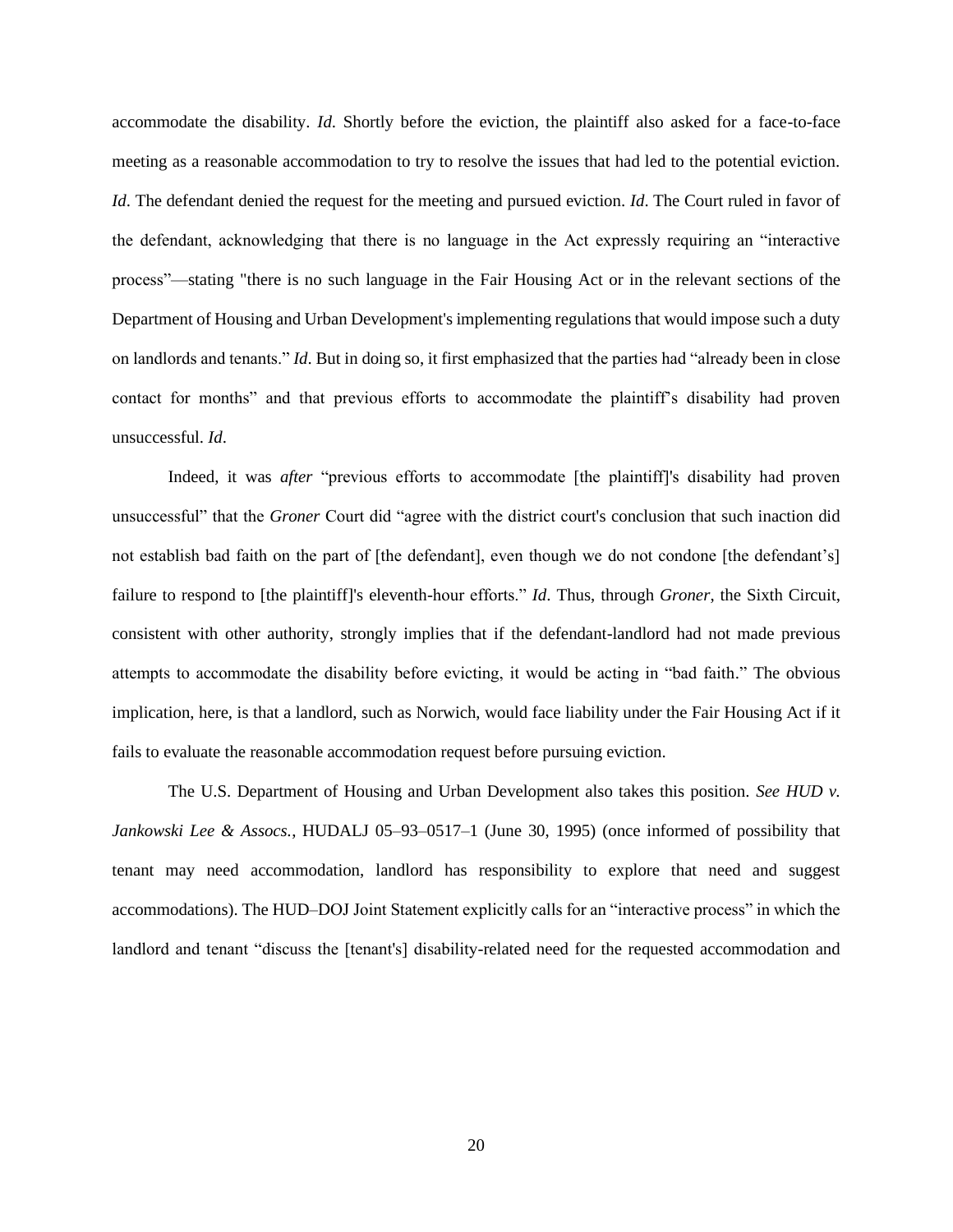accommodate the disability. *Id*. Shortly before the eviction, the plaintiff also asked for a face-to-face meeting as a reasonable accommodation to try to resolve the issues that had led to the potential eviction. *Id*. The defendant denied the request for the meeting and pursued eviction. *Id*. The Court ruled in favor of the defendant, acknowledging that there is no language in the Act expressly requiring an "interactive process"—stating "there is no such language in the Fair Housing Act or in the relevant sections of the Department of Housing and Urban Development's implementing regulations that would impose such a duty on landlords and tenants." *Id*. But in doing so, it first emphasized that the parties had "already been in close contact for months" and that previous efforts to accommodate the plaintiff's disability had proven unsuccessful. *Id*.

Indeed, it was *after* "previous efforts to accommodate [the plaintiff]'s disability had proven unsuccessful" that the *Groner* Court did "agree with the district court's conclusion that such inaction did not establish bad faith on the part of [the defendant], even though we do not condone [the defendant's] failure to respond to [the plaintiff]'s eleventh-hour efforts." *Id*. Thus, through *Groner*, the Sixth Circuit, consistent with other authority, strongly implies that if the defendant-landlord had not made previous attempts to accommodate the disability before evicting, it would be acting in "bad faith." The obvious implication, here, is that a landlord, such as Norwich, would face liability under the Fair Housing Act if it fails to evaluate the reasonable accommodation request before pursuing eviction.

The U.S. Department of Housing and Urban Development also takes this position. *See HUD v. Jankowski Lee & Assocs.*, HUDALJ 05–93–0517–1 (June 30, 1995) (once informed of possibility that tenant may need accommodation, landlord has responsibility to explore that need and suggest accommodations). The HUD–DOJ Joint Statement explicitly calls for an "interactive process" in which the landlord and tenant "discuss the [tenant's] disability-related need for the requested accommodation and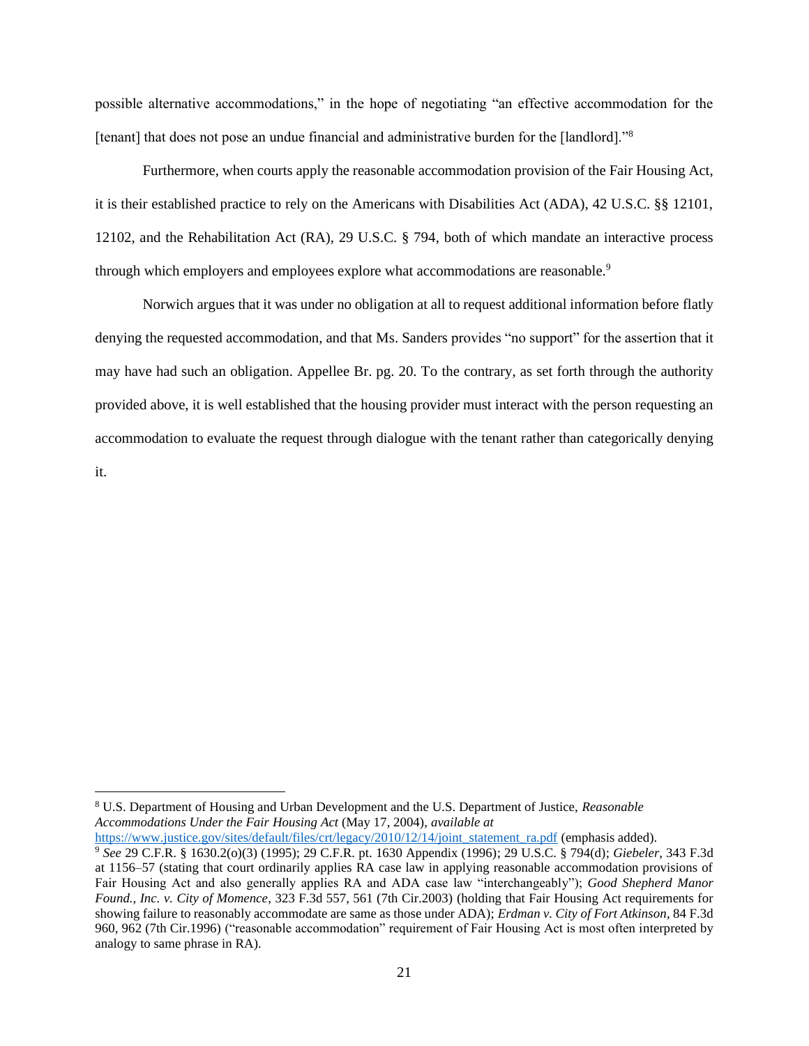possible alternative accommodations," in the hope of negotiating "an effective accommodation for the [tenant] that does not pose an undue financial and administrative burden for the [landlord]."[8]

Furthermore, when courts apply the reasonable accommodation provision of the Fair Housing Act, it is their established practice to rely on the Americans with Disabilities Act (ADA), 42 U.S.C. §§ 12101, 12102, and the Rehabilitation Act (RA), 29 U.S.C. § 794, both of which mandate an interactive process through which employers and employees explore what accommodations are reasonable.[9]

Norwich argues that it was under no obligation at all to request additional information before flatly denying the requested accommodation, and that Ms. Sanders provides "no support" for the assertion that it may have had such an obligation. Appellee Br. pg. 20. To the contrary, as set forth through the authority provided above, it is well established that the housing provider must interact with the person requesting an accommodation to evaluate the request through dialogue with the tenant rather than categorically denying it.

---

[8] U.S. Department of Housing and Urban Development and the U.S. Department of Justice, *Reasonable Accommodations Under the Fair Housing Act* (May 17, 2004), *available at* https://www.justice.gov/sites/default/files/crt/legacy/2010/12/14/joint_statement_ra.pdf (emphasis added).

[9] *See* 29 C.F.R. § 1630.2(o)(3) (1995); 29 C.F.R. pt. 1630 Appendix (1996); 29 U.S.C. § 794(d); *Giebeler*, 343 F.3d at 1156–57 (stating that court ordinarily applies RA case law in applying reasonable accommodation provisions of Fair Housing Act and also generally applies RA and ADA case law "interchangeably"); *Good Shepherd Manor Found., Inc. v. City of Momence*, 323 F.3d 557, 561 (7th Cir.2003) (holding that Fair Housing Act requirements for showing failure to reasonably accommodate are same as those under ADA); *Erdman v. City of Fort Atkinson*, 84 F.3d 960, 962 (7th Cir.1996) ("reasonable accommodation" requirement of Fair Housing Act is most often interpreted by analogy to same phrase in RA).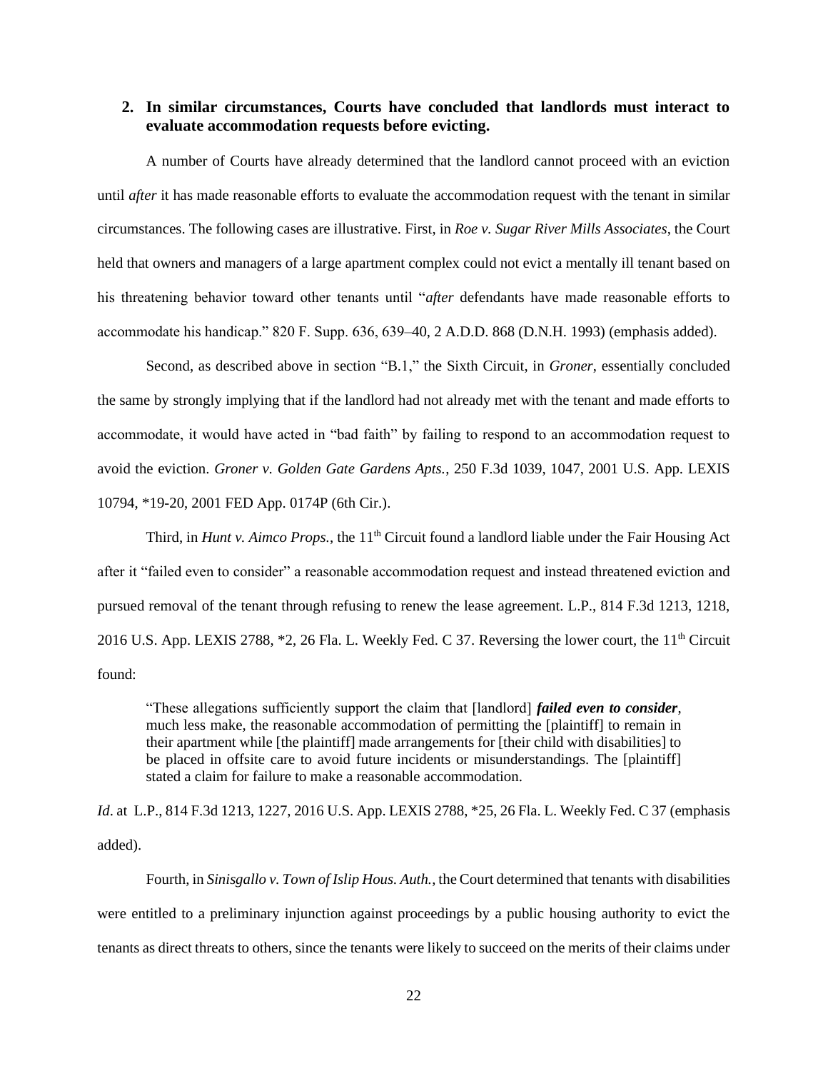### 2. In similar circumstances, Courts have concluded that landlords must interact to evaluate accommodation requests before evicting.

A number of Courts have already determined that the landlord cannot proceed with an eviction until *after* it has made reasonable efforts to evaluate the accommodation request with the tenant in similar circumstances. The following cases are illustrative. First, in *Roe v. Sugar River Mills Associates*, the Court held that owners and managers of a large apartment complex could not evict a mentally ill tenant based on his threatening behavior toward other tenants until "*after* defendants have made reasonable efforts to accommodate his handicap." 820 F. Supp. 636, 639–40, 2 A.D.D. 868 (D.N.H. 1993) (emphasis added).

Second, as described above in section "B.1," the Sixth Circuit, in *Groner*, essentially concluded the same by strongly implying that if the landlord had not already met with the tenant and made efforts to accommodate, it would have acted in "bad faith" by failing to respond to an accommodation request to avoid the eviction. *Groner v. Golden Gate Gardens Apts.*, 250 F.3d 1039, 1047, 2001 U.S. App. LEXIS 10794, *19-20, 2001 FED App. 0174P (6th Cir.).

Third, in *Hunt v. Aimco Props.*, the 11th Circuit found a landlord liable under the Fair Housing Act after it "failed even to consider" a reasonable accommodation request and instead threatened eviction and pursued removal of the tenant through refusing to renew the lease agreement. L.P., 814 F.3d 1213, 1218, 2016 U.S. App. LEXIS 2788, *2, 26 Fla. L. Weekly Fed. C 37. Reversing the lower court, the 11th Circuit found:

> "These allegations sufficiently support the claim that [landlord] ***failed even to consider***, much less make, the reasonable accommodation of permitting the [plaintiff] to remain in their apartment while [the plaintiff] made arrangements for [their child with disabilities] to be placed in offsite care to avoid future incidents or misunderstandings. The [plaintiff] stated a claim for failure to make a reasonable accommodation.

*Id*. at L.P., 814 F.3d 1213, 1227, 2016 U.S. App. LEXIS 2788, *25, 26 Fla. L. Weekly Fed. C 37 (emphasis added).

Fourth, in *Sinisgallo v. Town of Islip Hous. Auth.*, the Court determined that tenants with disabilities were entitled to a preliminary injunction against proceedings by a public housing authority to evict the tenants as direct threats to others, since the tenants were likely to succeed on the merits of their claims under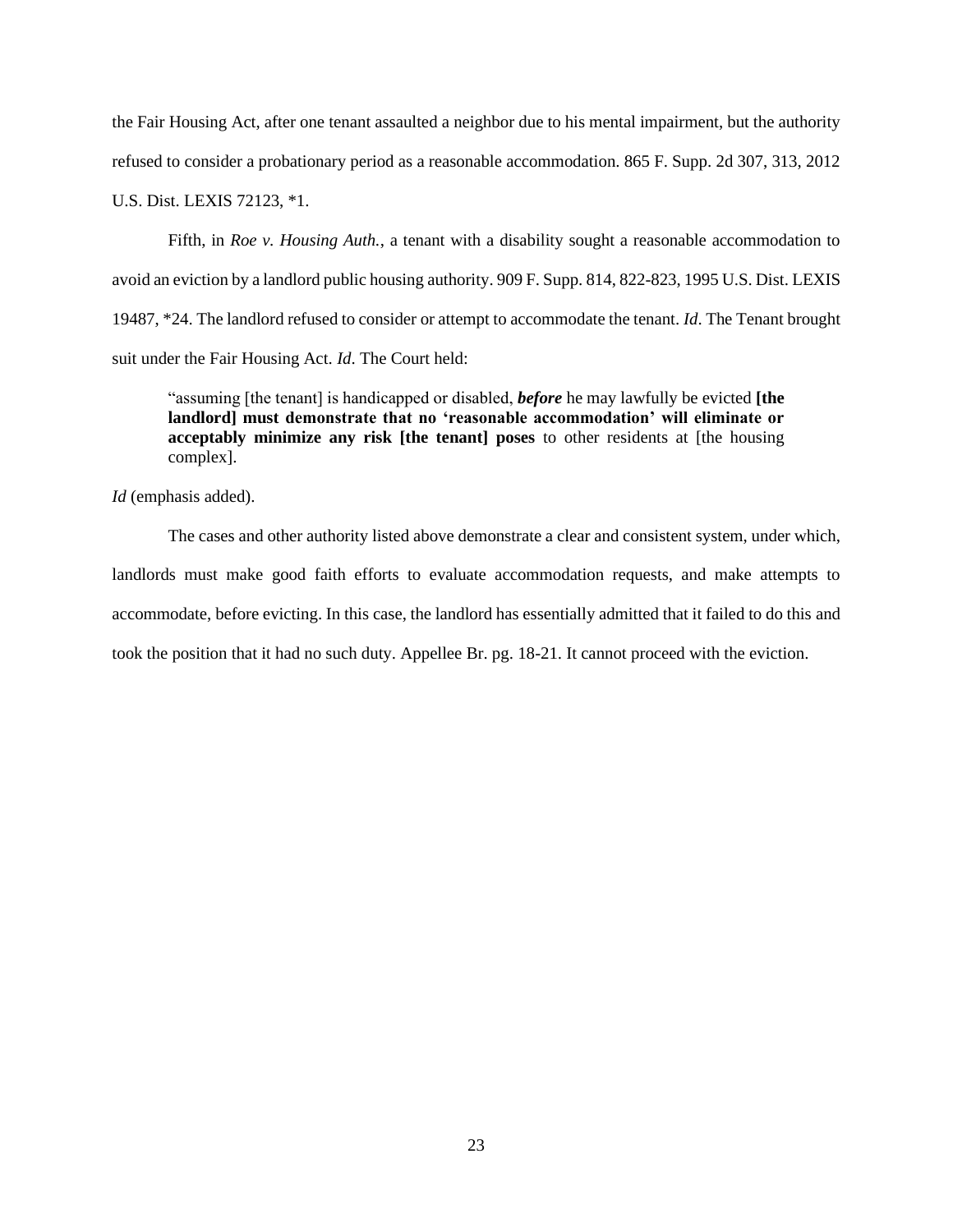the Fair Housing Act, after one tenant assaulted a neighbor due to his mental impairment, but the authority refused to consider a probationary period as a reasonable accommodation. 865 F. Supp. 2d 307, 313, 2012 U.S. Dist. LEXIS 72123, *1.

Fifth, in *Roe v. Housing Auth.*, a tenant with a disability sought a reasonable accommodation to avoid an eviction by a landlord public housing authority. 909 F. Supp. 814, 822-823, 1995 U.S. Dist. LEXIS 19487, *24. The landlord refused to consider or attempt to accommodate the tenant. *Id*. The Tenant brought suit under the Fair Housing Act. *Id*. The Court held:

> "assuming [the tenant] is handicapped or disabled, ***before*** he may lawfully be evicted **[the landlord] must demonstrate that no 'reasonable accommodation' will eliminate or acceptably minimize any risk [the tenant] poses** to other residents at [the housing complex].

*Id* (emphasis added).

The cases and other authority listed above demonstrate a clear and consistent system, under which, landlords must make good faith efforts to evaluate accommodation requests, and make attempts to accommodate, before evicting. In this case, the landlord has essentially admitted that it failed to do this and took the position that it had no such duty. Appellee Br. pg. 18-21. It cannot proceed with the eviction.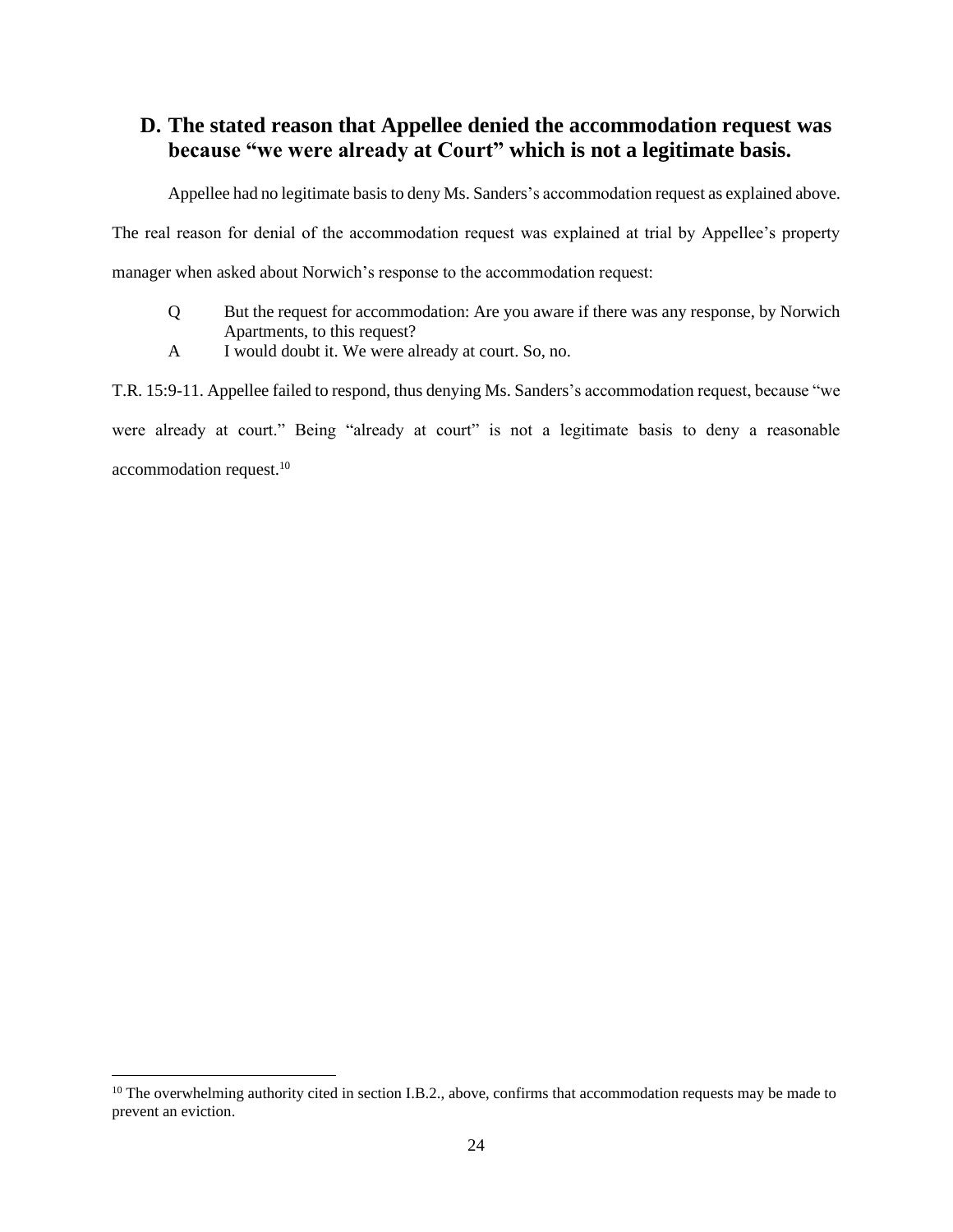### D. The stated reason that Appellee denied the accommodation request was because "we were already at Court" which is not a legitimate basis.

Appellee had no legitimate basis to deny Ms. Sanders's accommodation request as explained above. The real reason for denial of the accommodation request was explained at trial by Appellee's property manager when asked about Norwich's response to the accommodation request:

> Q But the request for accommodation: Are you aware if there was any response, by Norwich Apartments, to this request?
>
> A I would doubt it. We were already at court. So, no.

T.R. 15:9-11. Appellee failed to respond, thus denying Ms. Sanders's accommodation request, because "we were already at court." Being "already at court" is not a legitimate basis to deny a reasonable accommodation request.[10]

---

[10] The overwhelming authority cited in section I.B.2., above, confirms that accommodation requests may be made to prevent an eviction.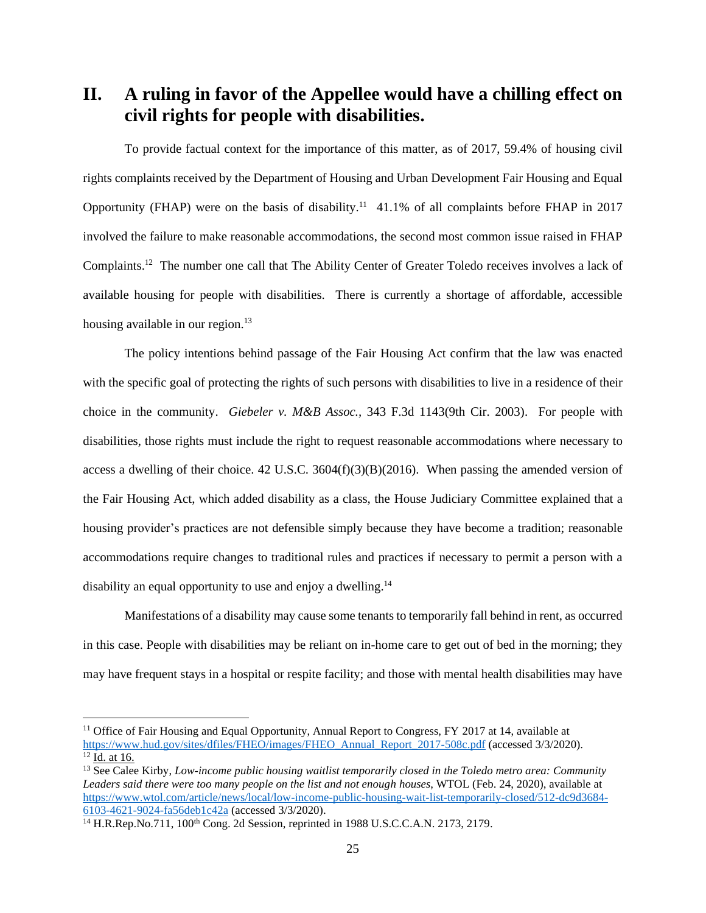## II. A ruling in favor of the Appellee would have a chilling effect on civil rights for people with disabilities.

To provide factual context for the importance of this matter, as of 2017, 59.4% of housing civil rights complaints received by the Department of Housing and Urban Development Fair Housing and Equal Opportunity (FHAP) were on the basis of disability.[11] 41.1% of all complaints before FHAP in 2017 involved the failure to make reasonable accommodations, the second most common issue raised in FHAP Complaints.[12] The number one call that The Ability Center of Greater Toledo receives involves a lack of available housing for people with disabilities. There is currently a shortage of affordable, accessible housing available in our region.[13]

The policy intentions behind passage of the Fair Housing Act confirm that the law was enacted with the specific goal of protecting the rights of such persons with disabilities to live in a residence of their choice in the community. *Giebeler v. M&B Assoc.*, 343 F.3d 1143(9th Cir. 2003). For people with disabilities, those rights must include the right to request reasonable accommodations where necessary to access a dwelling of their choice. 42 U.S.C. 3604(f)(3)(B)(2016). When passing the amended version of the Fair Housing Act, which added disability as a class, the House Judiciary Committee explained that a housing provider's practices are not defensible simply because they have become a tradition; reasonable accommodations require changes to traditional rules and practices if necessary to permit a person with a disability an equal opportunity to use and enjoy a dwelling.[14]

Manifestations of a disability may cause some tenants to temporarily fall behind in rent, as occurred in this case. People with disabilities may be reliant on in-home care to get out of bed in the morning; they may have frequent stays in a hospital or respite facility; and those with mental health disabilities may have

---

[11] Office of Fair Housing and Equal Opportunity, Annual Report to Congress, FY 2017 at 14, available at https://www.hud.gov/sites/dfiles/FHEO/images/FHEO_Annual_Report_2017-508c.pdf (accessed 3/3/2020).

[12] Id. at 16.

[13] See Calee Kirby, *Low-income public housing waitlist temporarily closed in the Toledo metro area: Community Leaders said there were too many people on the list and not enough houses*, WTOL (Feb. 24, 2020), available at https://www.wtol.com/article/news/local/low-income-public-housing-wait-list-temporarily-closed/512-dc9d3684-6103-4621-9024-fa56deb1c42a (accessed 3/3/2020).

[14] H.R.Rep.No.711, 100th Cong. 2d Session, reprinted in 1988 U.S.C.C.A.N. 2173, 2179.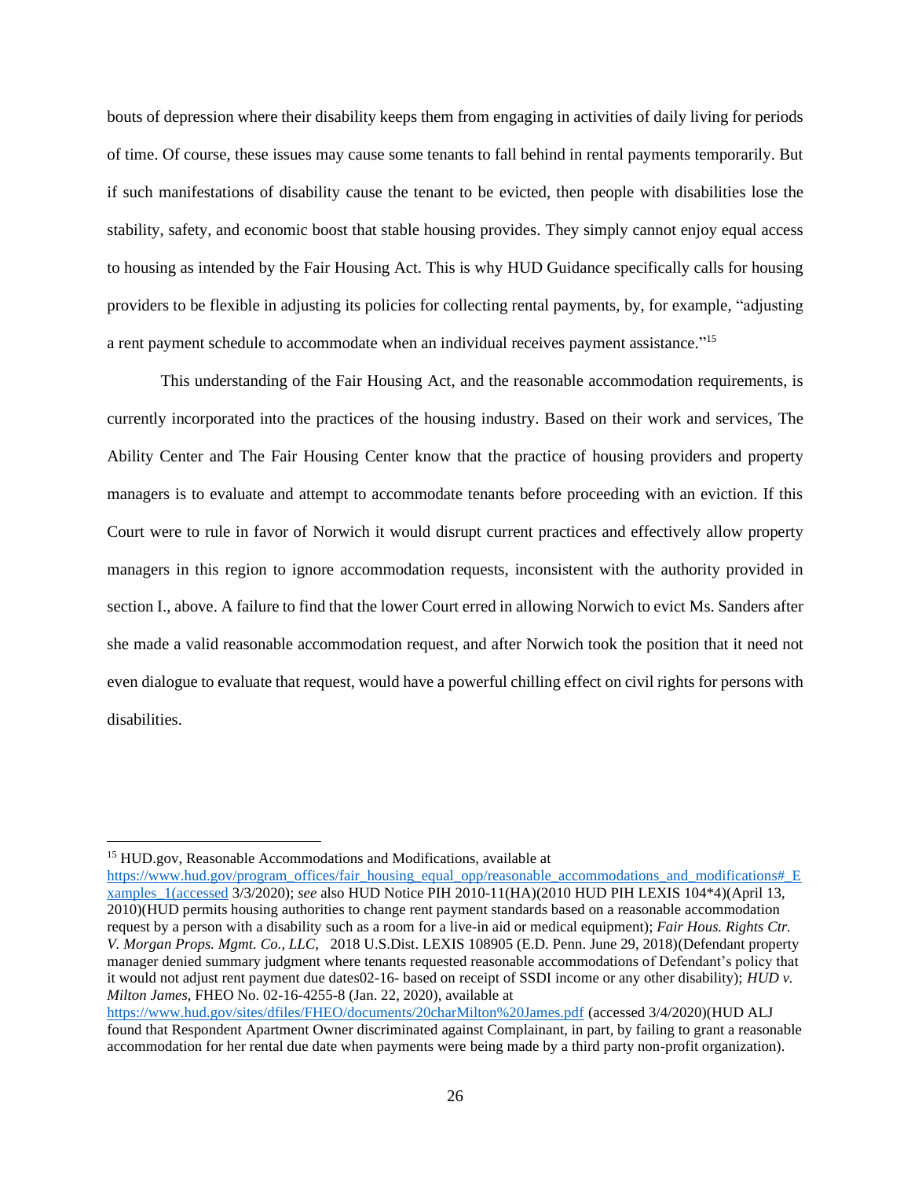bouts of depression where their disability keeps them from engaging in activities of daily living for periods of time. Of course, these issues may cause some tenants to fall behind in rental payments temporarily. But if such manifestations of disability cause the tenant to be evicted, then people with disabilities lose the stability, safety, and economic boost that stable housing provides. They simply cannot enjoy equal access to housing as intended by the Fair Housing Act. This is why HUD Guidance specifically calls for housing providers to be flexible in adjusting its policies for collecting rental payments, by, for example, "adjusting a rent payment schedule to accommodate when an individual receives payment assistance."[15]

This understanding of the Fair Housing Act, and the reasonable accommodation requirements, is currently incorporated into the practices of the housing industry. Based on their work and services, The Ability Center and The Fair Housing Center know that the practice of housing providers and property managers is to evaluate and attempt to accommodate tenants before proceeding with an eviction. If this Court were to rule in favor of Norwich it would disrupt current practices and effectively allow property managers in this region to ignore accommodation requests, inconsistent with the authority provided in section I., above. A failure to find that the lower Court erred in allowing Norwich to evict Ms. Sanders after she made a valid reasonable accommodation request, and after Norwich took the position that it need not even dialogue to evaluate that request, would have a powerful chilling effect on civil rights for persons with disabilities.

---

[15] HUD.gov, Reasonable Accommodations and Modifications, available at https://www.hud.gov/program_offices/fair_housing_equal_opp/reasonable_accommodations_and_modifications#_Examples_1(accessed 3/3/2020); *see* also HUD Notice PIH 2010-11(HA)(2010 HUD PIH LEXIS 104*4)(April 13, 2010)(HUD permits housing authorities to change rent payment standards based on a reasonable accommodation request by a person with a disability such as a room for a live-in aid or medical equipment); *Fair Hous. Rights Ctr. V. Morgan Props. Mgmt. Co., LLC*, 2018 U.S.Dist. LEXIS 108905 (E.D. Penn. June 29, 2018)(Defendant property manager denied summary judgment where tenants requested reasonable accommodations of Defendant's policy that it would not adjust rent payment due dates02-16- based on receipt of SSDI income or any other disability); *HUD v. Milton James*, FHEO No. 02-16-4255-8 (Jan. 22, 2020), available at https://www.hud.gov/sites/dfiles/FHEO/documents/20charMilton%20James.pdf (accessed 3/4/2020)(HUD ALJ found that Respondent Apartment Owner discriminated against Complainant, in part, by failing to grant a reasonable accommodation for her rental due date when payments were being made by a third party non-profit organization).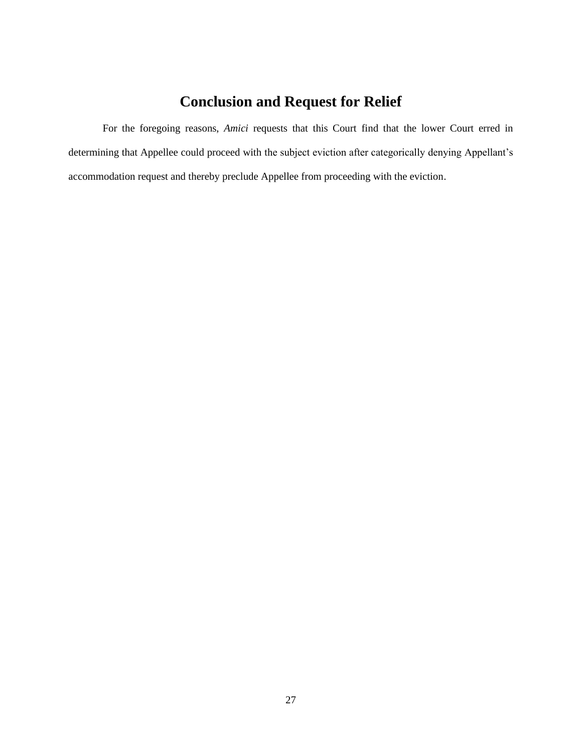## Conclusion and Request for Relief

For the foregoing reasons, *Amici* requests that this Court find that the lower Court erred in determining that Appellee could proceed with the subject eviction after categorically denying Appellant's accommodation request and thereby preclude Appellee from proceeding with the eviction.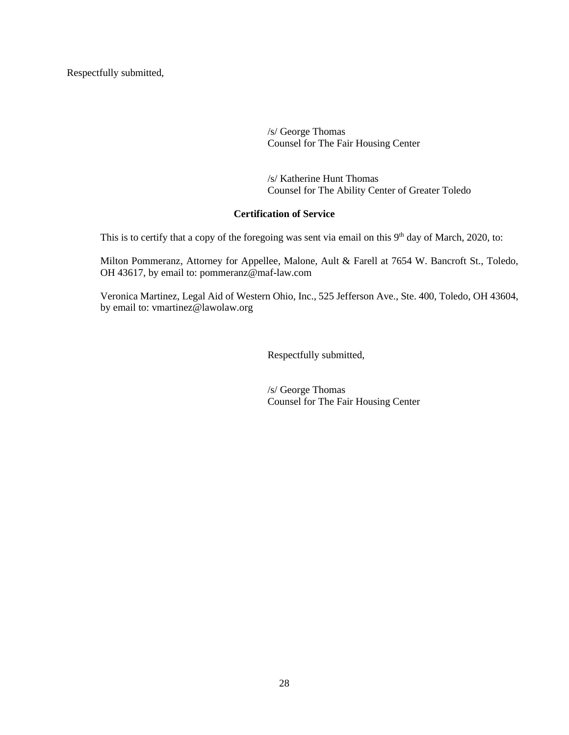Respectfully submitted,

/s/ George Thomas
Counsel for The Fair Housing Center

/s/ Katherine Hunt Thomas
Counsel for The Ability Center of Greater Toledo

**Certification of Service**

This is to certify that a copy of the foregoing was sent via email on this 9th day of March, 2020, to:

Milton Pommeranz, Attorney for Appellee, Malone, Ault & Farell at 7654 W. Bancroft St., Toledo, OH 43617, by email to: pommeranz@maf-law.com

Veronica Martinez, Legal Aid of Western Ohio, Inc., 525 Jefferson Ave., Ste. 400, Toledo, OH 43604, by email to: vmartinez@lawolaw.org

Respectfully submitted,

/s/ George Thomas
Counsel for The Fair Housing Center